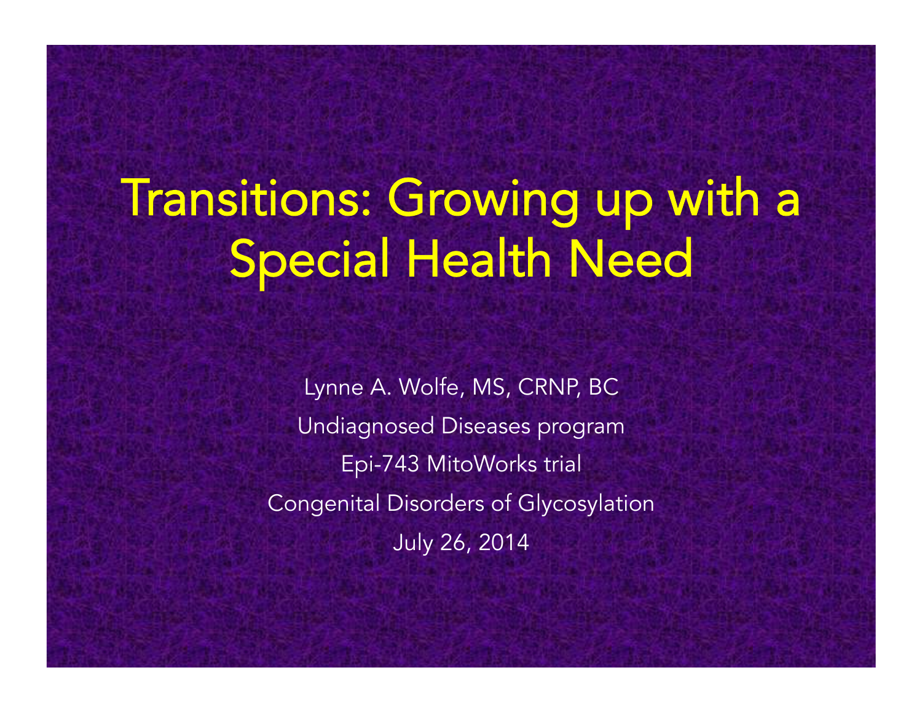# Transitions: Growing up with a Special Health Need

Lynne A. Wolfe, MS, CRNP, BC

Undiagnosed Diseases program

Epi-743 MitoWorks trial

Congenital Disorders of Glycosylation

July 26, 2014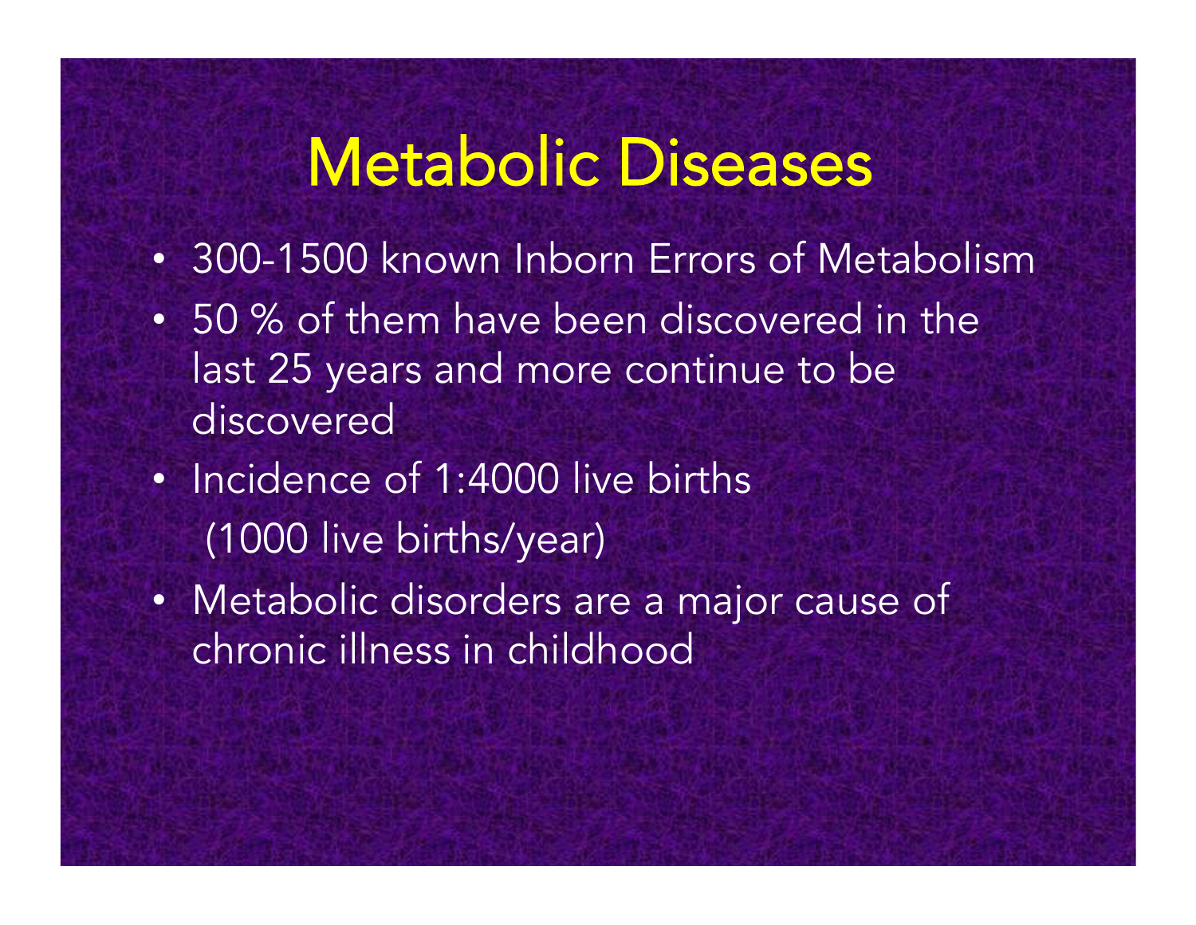# Metabolic Diseases

- 300-1500 known Inborn Errors of Metabolism
- 50 % of them have been discovered in the last 25 years and more continue to be discovered
- Incidence of 1:4000 live births
  (1000 live births/year)
- Metabolic disorders are a major cause of chronic illness in childhood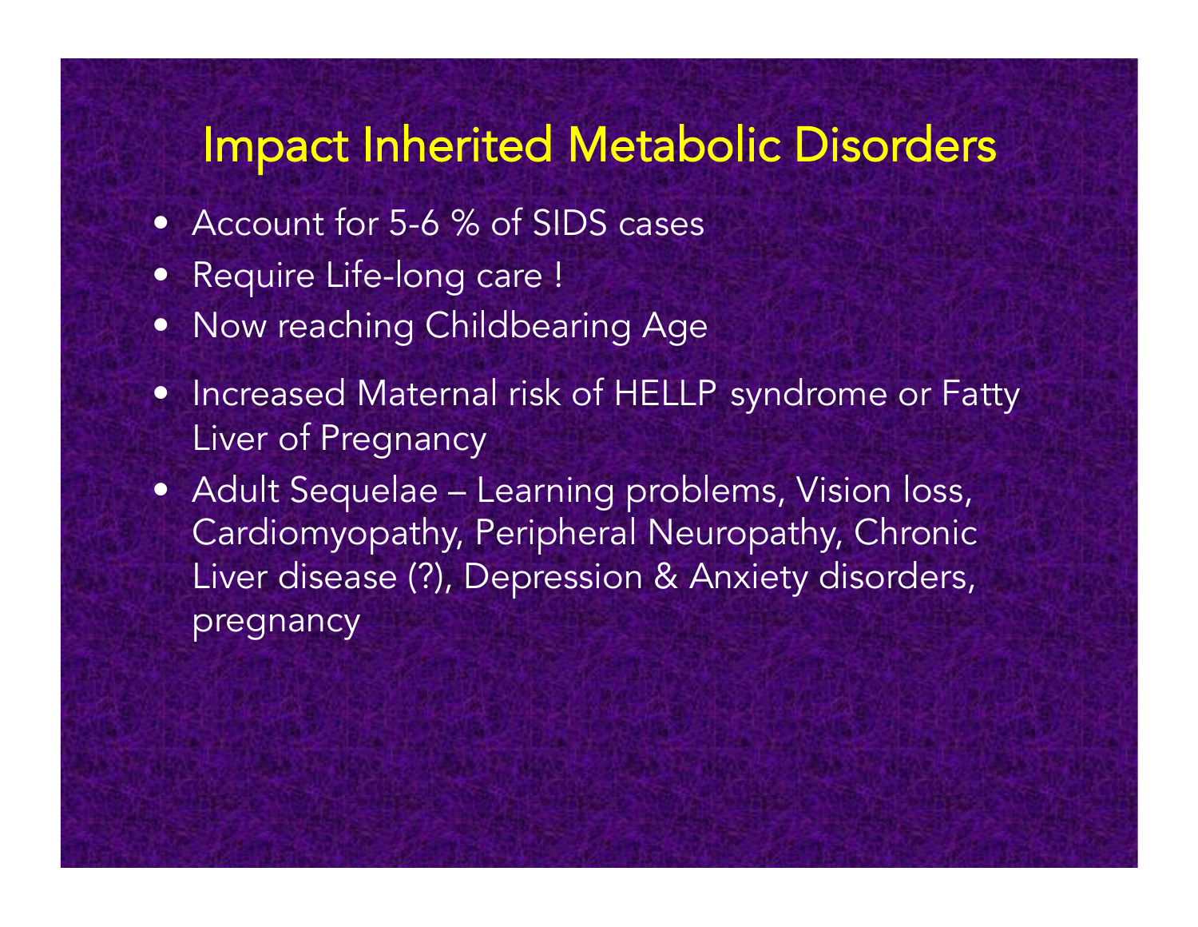# Impact Inherited Metabolic Disorders

- Account for 5-6 % of SIDS cases
- Require Life-long care !
- Now reaching Childbearing Age
- Increased Maternal risk of HELLP syndrome or Fatty Liver of Pregnancy
- Adult Sequelae – Learning problems, Vision loss, Cardiomyopathy, Peripheral Neuropathy, Chronic Liver disease (?), Depression & Anxiety disorders, pregnancy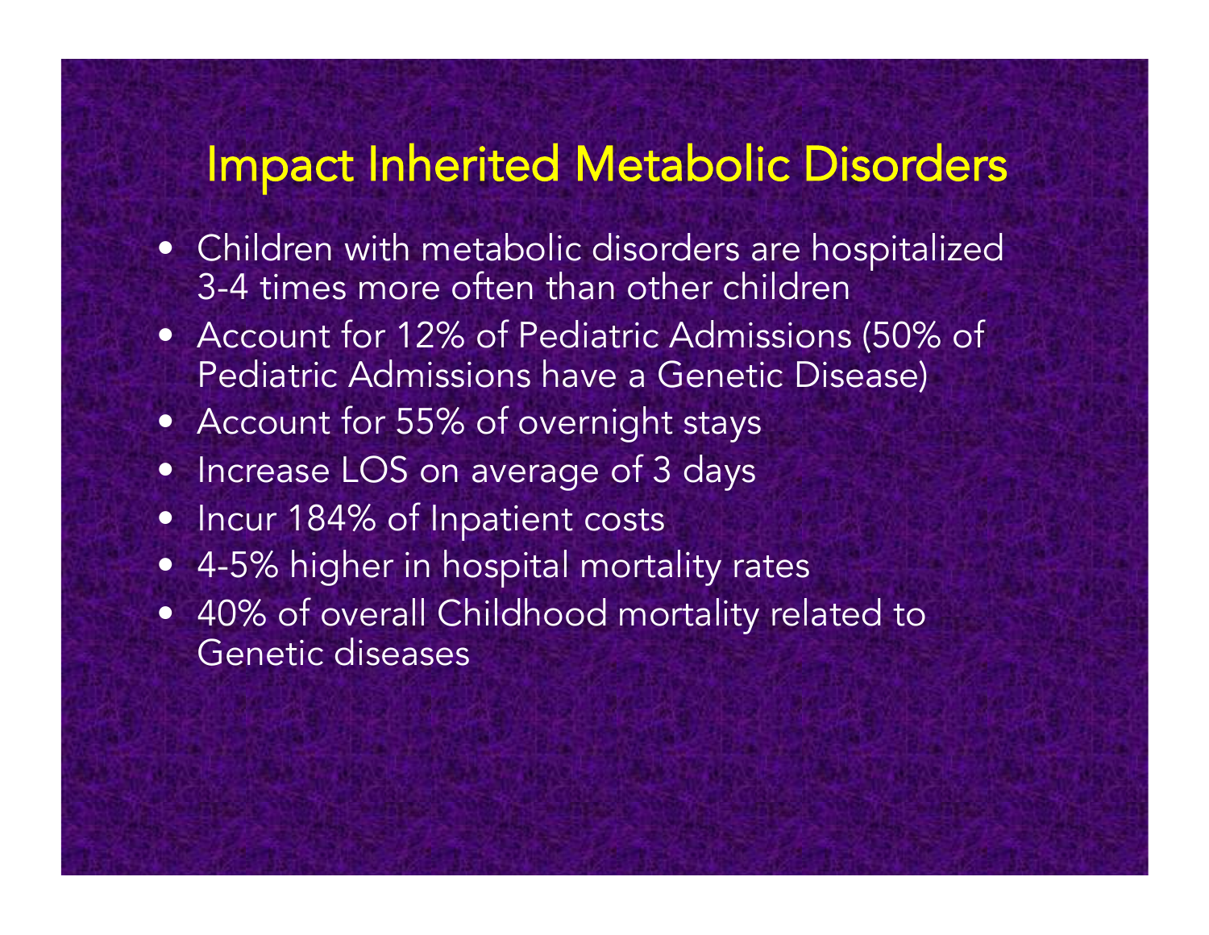# Impact Inherited Metabolic Disorders

- Children with metabolic disorders are hospitalized 3-4 times more often than other children
- Account for 12% of Pediatric Admissions (50% of Pediatric Admissions have a Genetic Disease)
- Account for 55% of overnight stays
- Increase LOS on average of 3 days
- Incur 184% of Inpatient costs
- 4-5% higher in hospital mortality rates
- 40% of overall Childhood mortality related to Genetic diseases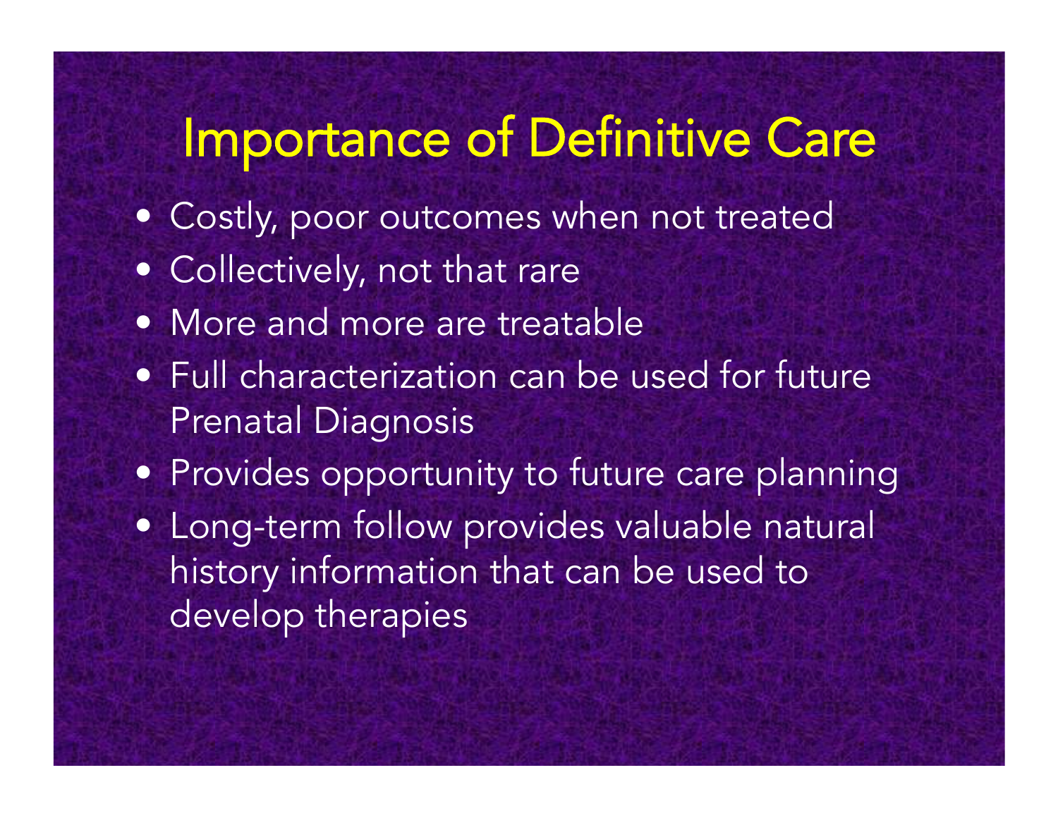# Importance of Definitive Care

- Costly, poor outcomes when not treated
- Collectively, not that rare
- More and more are treatable
- Full characterization can be used for future Prenatal Diagnosis
- Provides opportunity to future care planning
- Long-term follow provides valuable natural history information that can be used to develop therapies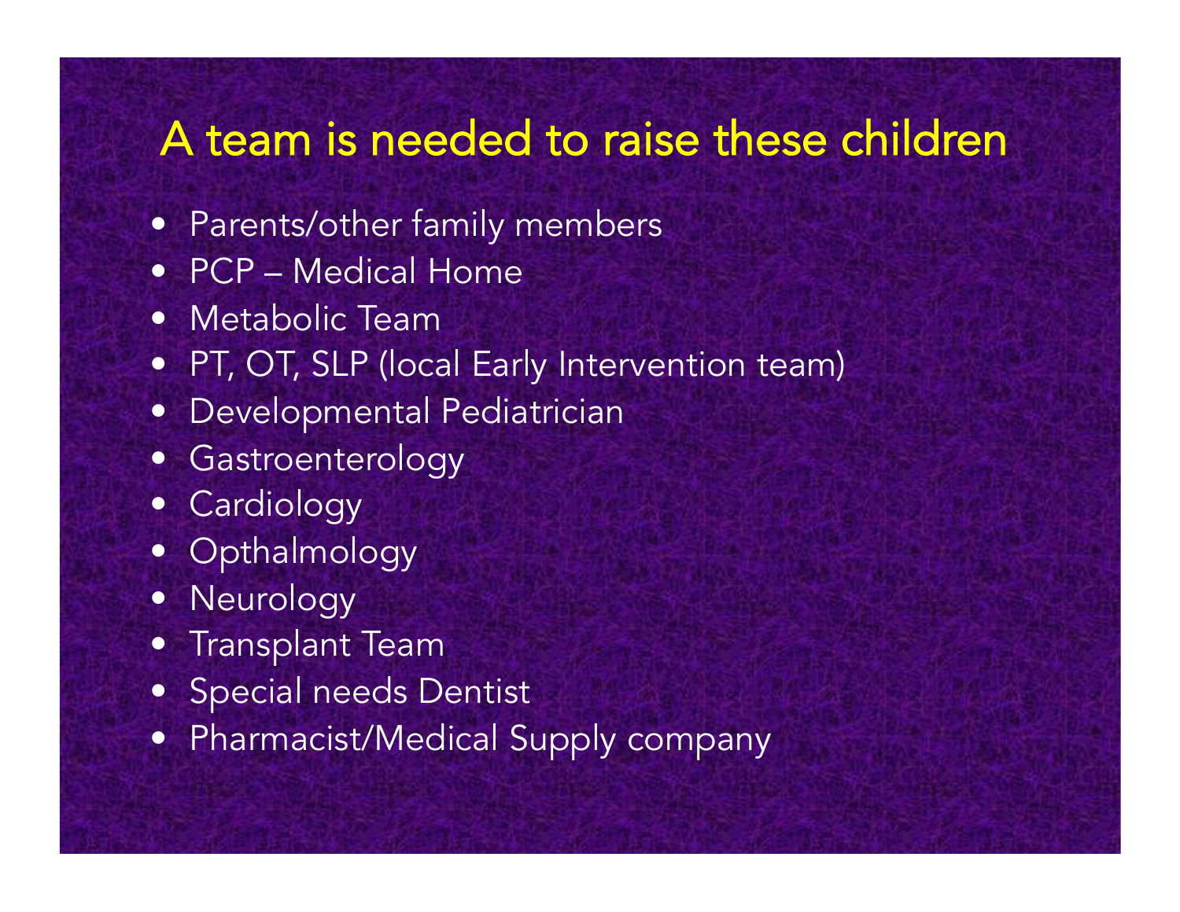# A team is needed to raise these children

- Parents/other family members
- PCP – Medical Home
- Metabolic Team
- PT, OT, SLP (local Early Intervention team)
- Developmental Pediatrician
- Gastroenterology
- Cardiology
- Opthalmology
- Neurology
- Transplant Team
- Special needs Dentist
- Pharmacist/Medical Supply company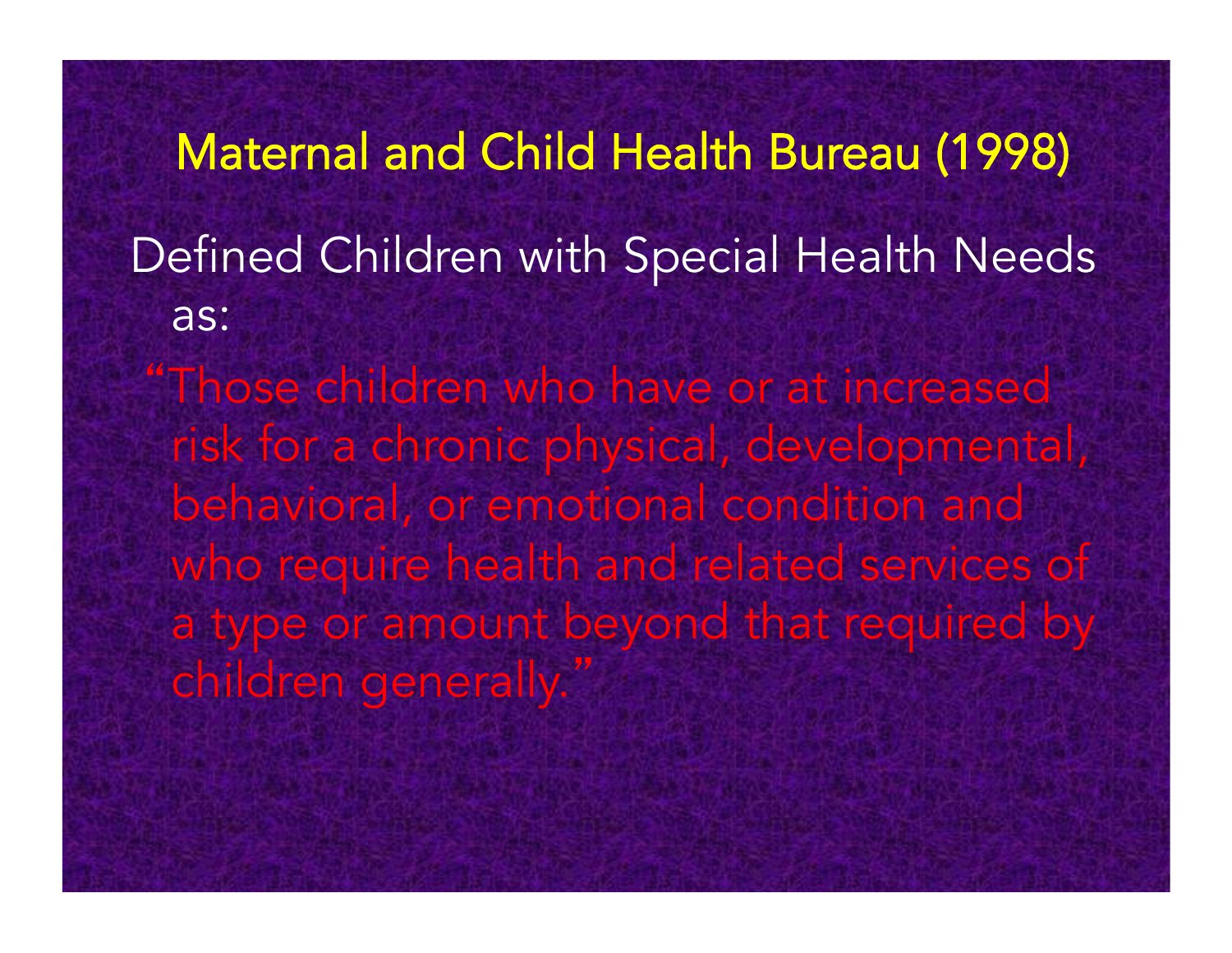## Maternal and Child Health Bureau (1998)

Defined Children with Special Health Needs as:

"Those children who have or at increased risk for a chronic physical, developmental, behavioral, or emotional condition and who require health and related services of a type or amount beyond that required by children generally."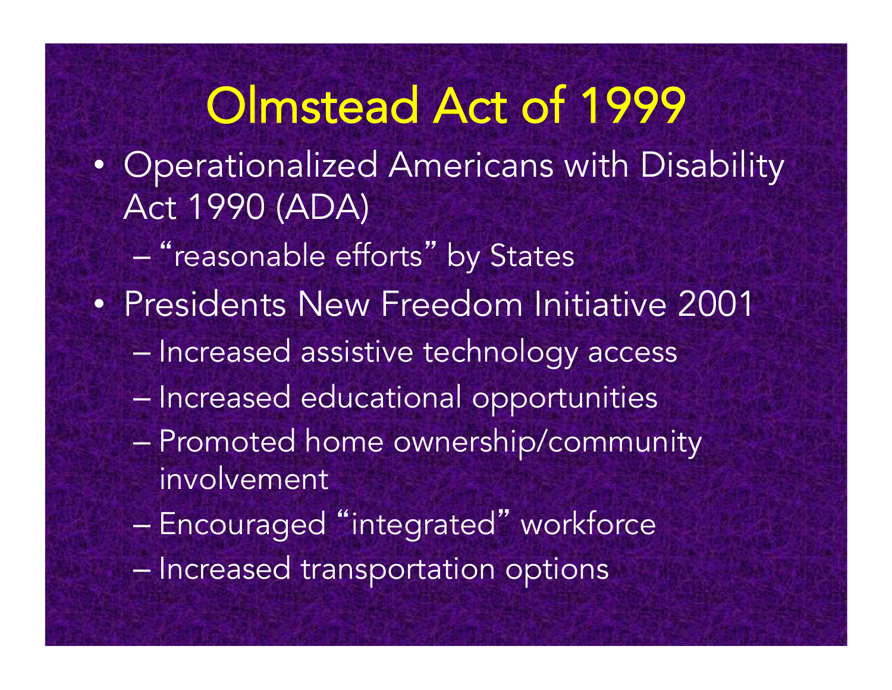# Olmstead Act of 1999

- Operationalized Americans with Disability Act 1990 (ADA)
  - "reasonable efforts" by States
- Presidents New Freedom Initiative 2001
  - Increased assistive technology access
  - Increased educational opportunities
  - Promoted home ownership/community involvement
  - Encouraged "integrated" workforce
  - Increased transportation options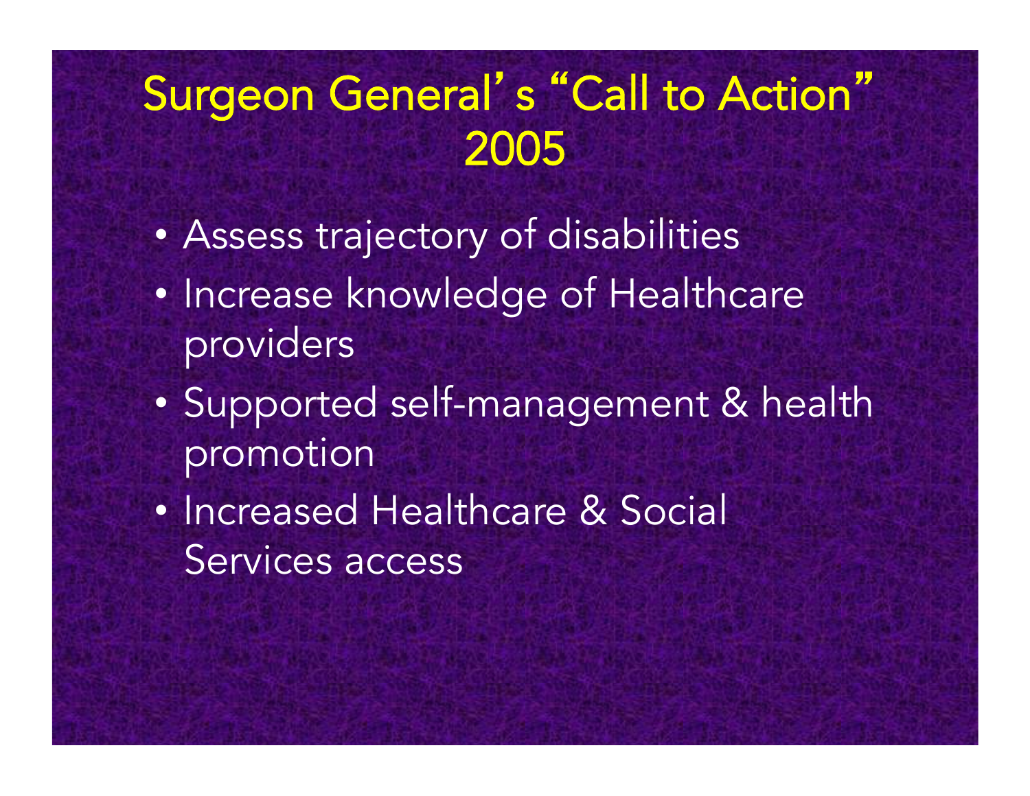# Surgeon General's "Call to Action" 2005

- Assess trajectory of disabilities
- Increase knowledge of Healthcare providers
- Supported self-management & health promotion
- Increased Healthcare & Social Services access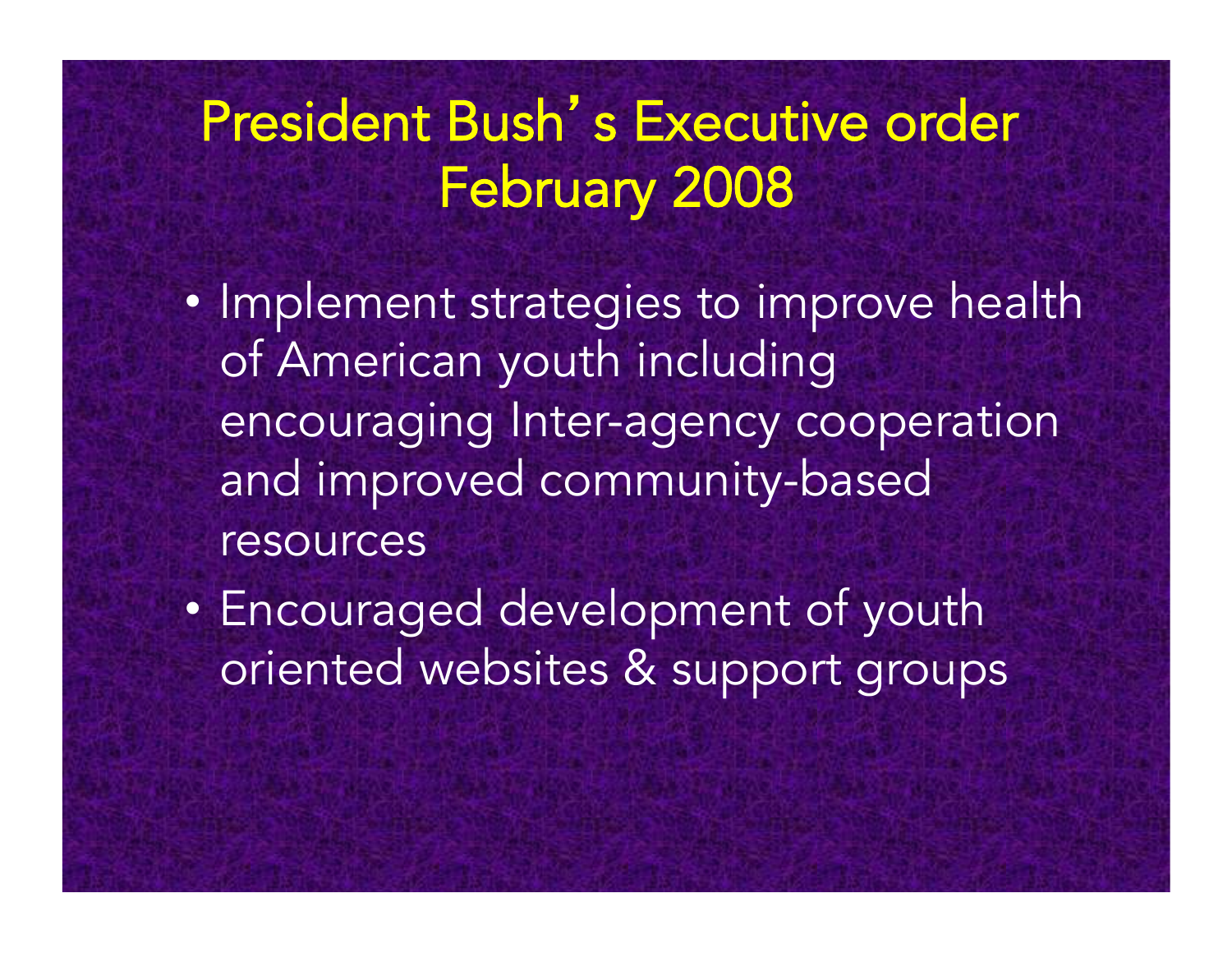# President Bush's Executive order February 2008

- Implement strategies to improve health of American youth including encouraging Inter-agency cooperation and improved community-based resources
- Encouraged development of youth oriented websites & support groups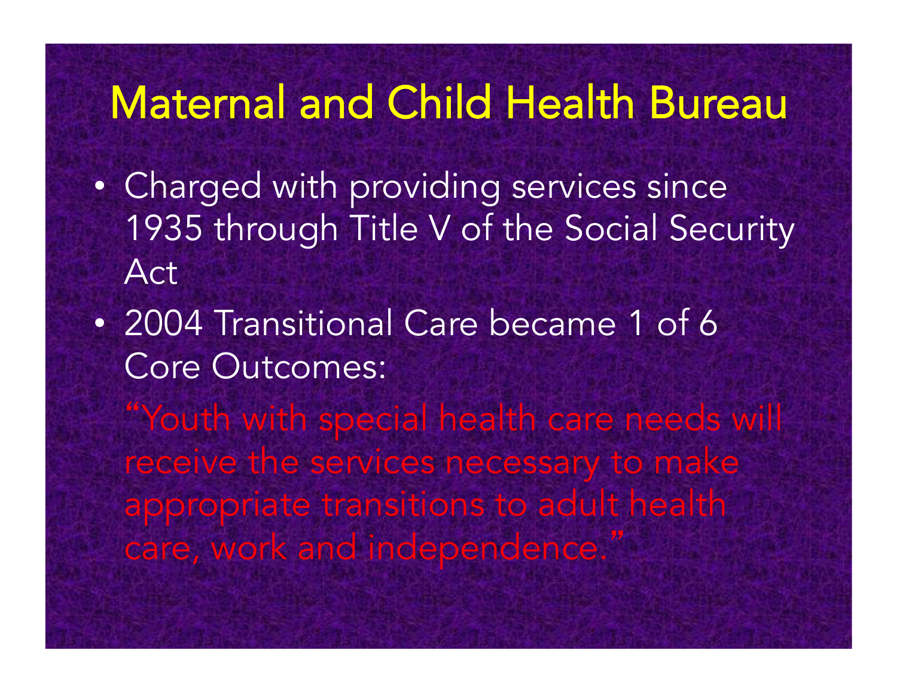# Maternal and Child Health Bureau

- Charged with providing services since 1935 through Title V of the Social Security Act
- 2004 Transitional Care became 1 of 6 Core Outcomes:

  "Youth with special health care needs will receive the services necessary to make appropriate transitions to adult health care, work and independence."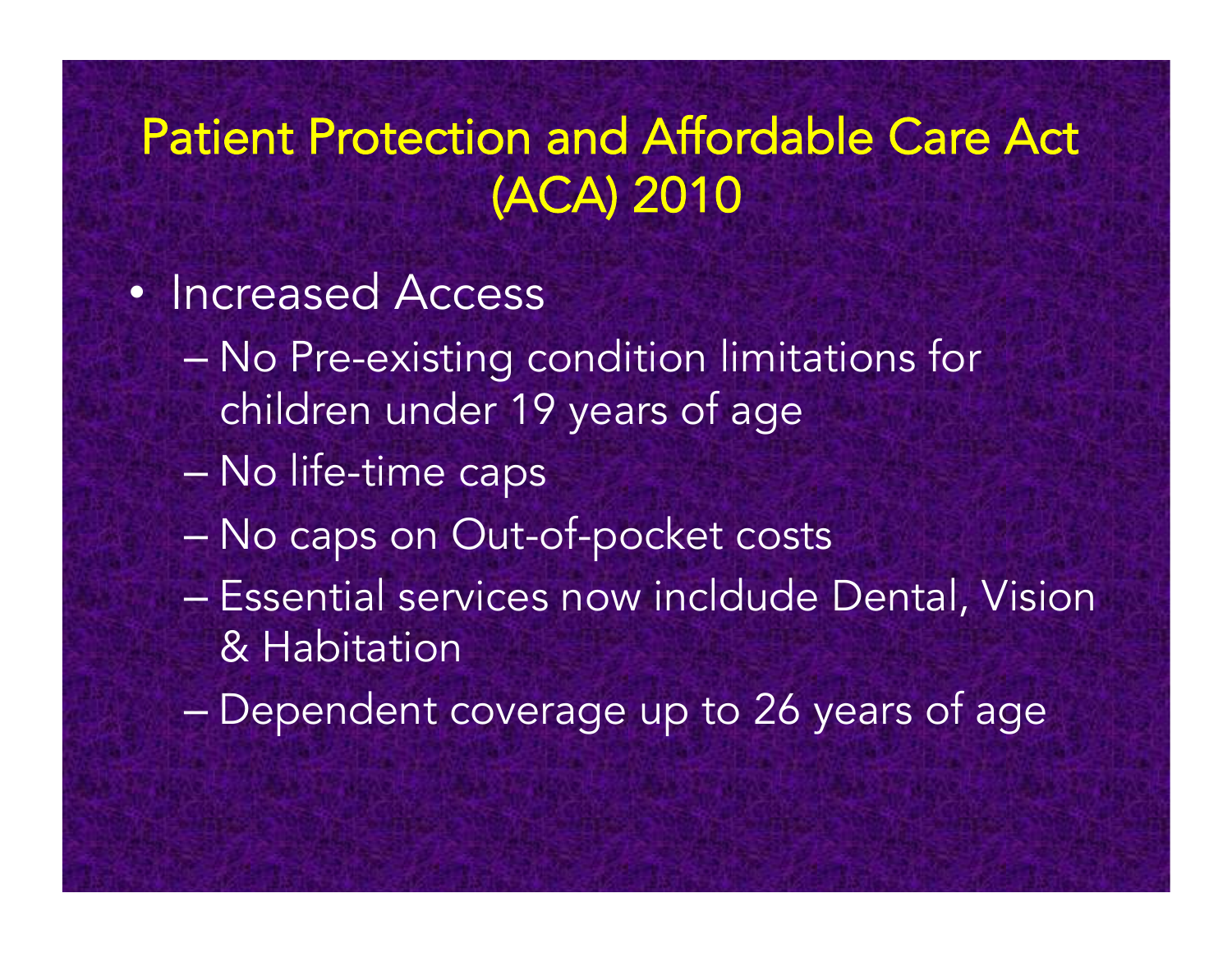# Patient Protection and Affordable Care Act (ACA) 2010

- Increased Access
  - No Pre-existing condition limitations for children under 19 years of age
  - No life-time caps
  - No caps on Out-of-pocket costs
  - Essential services now incldude Dental, Vision & Habitation
  - Dependent coverage up to 26 years of age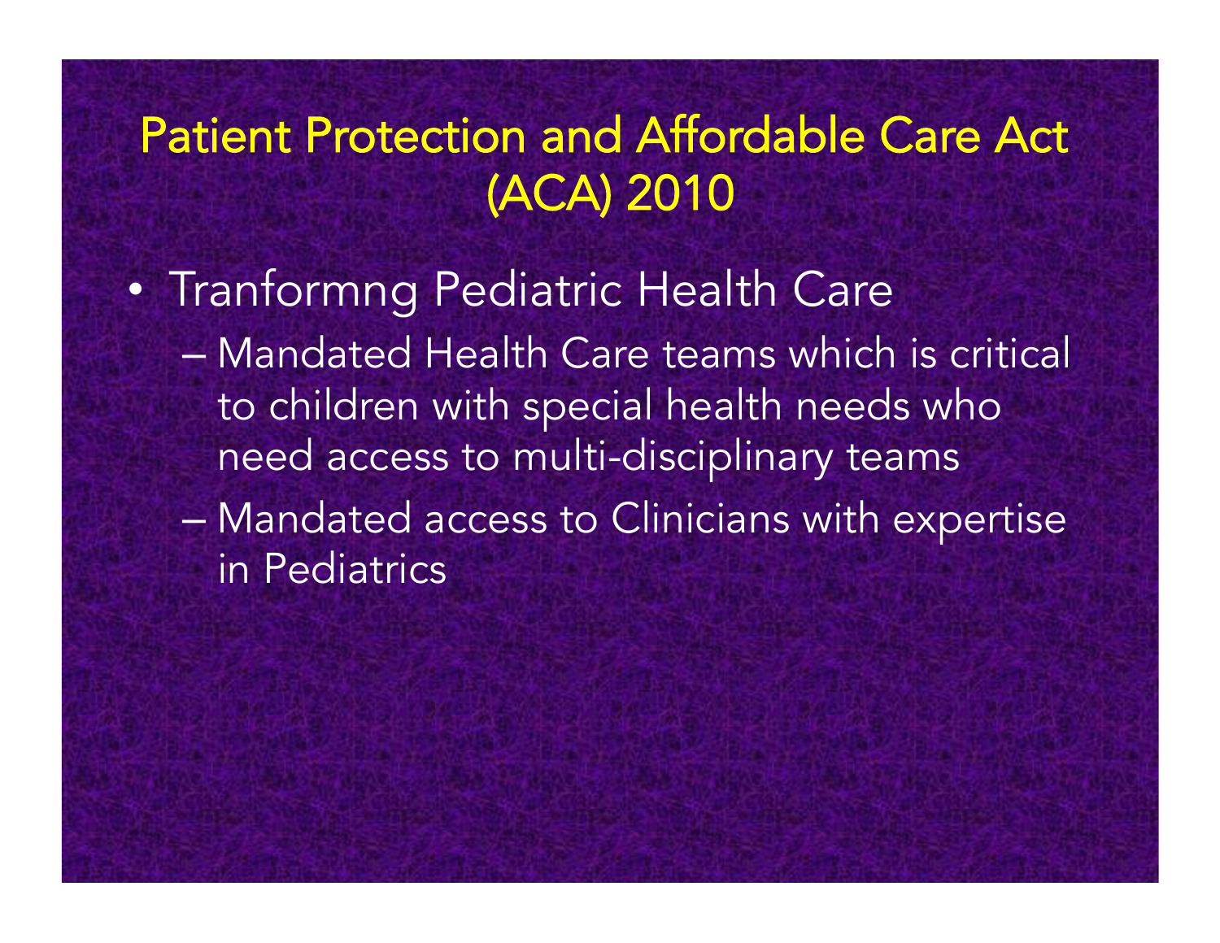# Patient Protection and Affordable Care Act (ACA) 2010

- Tranformng Pediatric Health Care
  - Mandated Health Care teams which is critical to children with special health needs who need access to multi-disciplinary teams
  - Mandated access to Clinicians with expertise in Pediatrics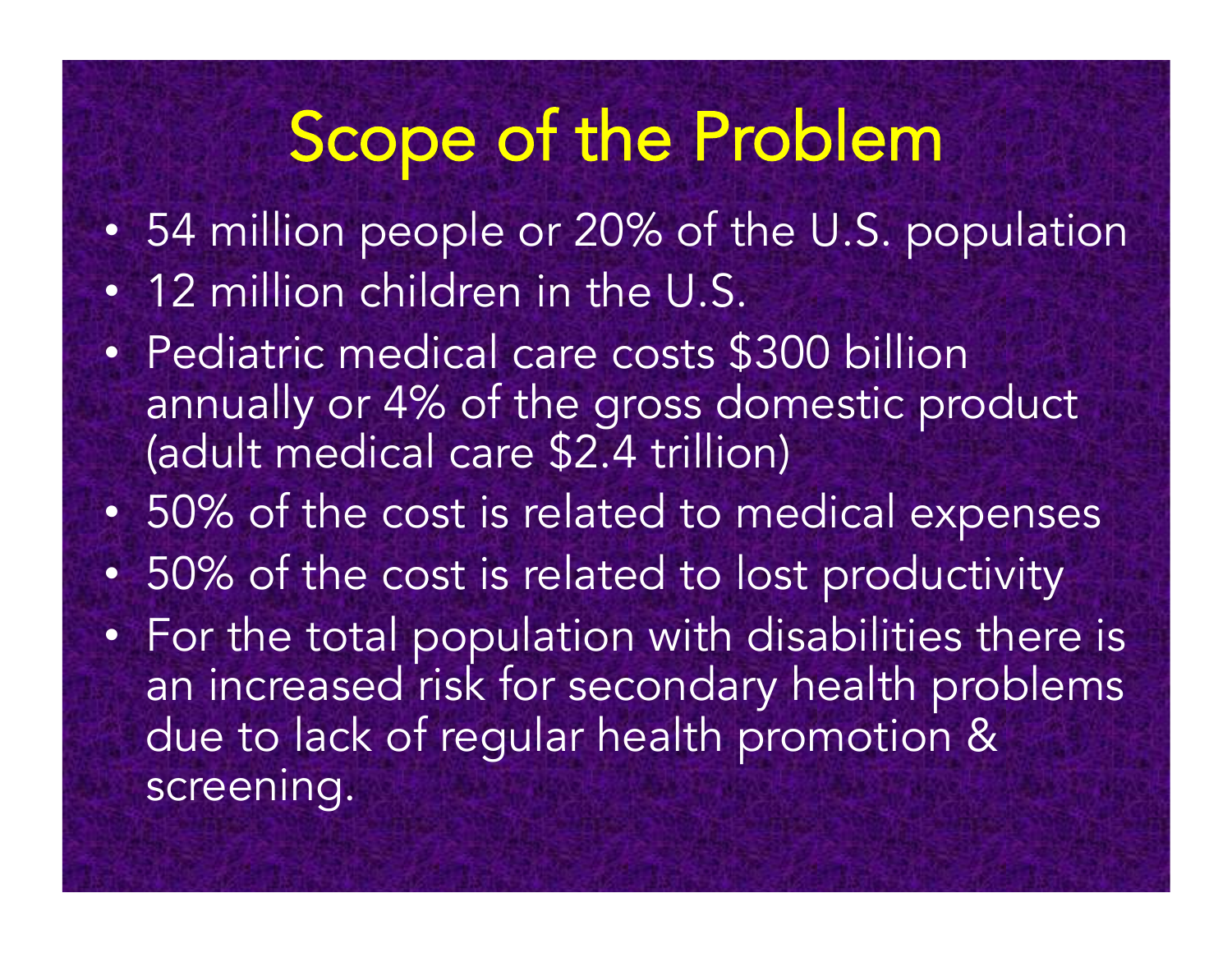# Scope of the Problem

- 54 million people or 20% of the U.S. population
- 12 million children in the U.S.
- Pediatric medical care costs $300 billion annually or 4% of the gross domestic product (adult medical care $2.4 trillion)
- 50% of the cost is related to medical expenses
- 50% of the cost is related to lost productivity
- For the total population with disabilities there is an increased risk for secondary health problems due to lack of regular health promotion & screening.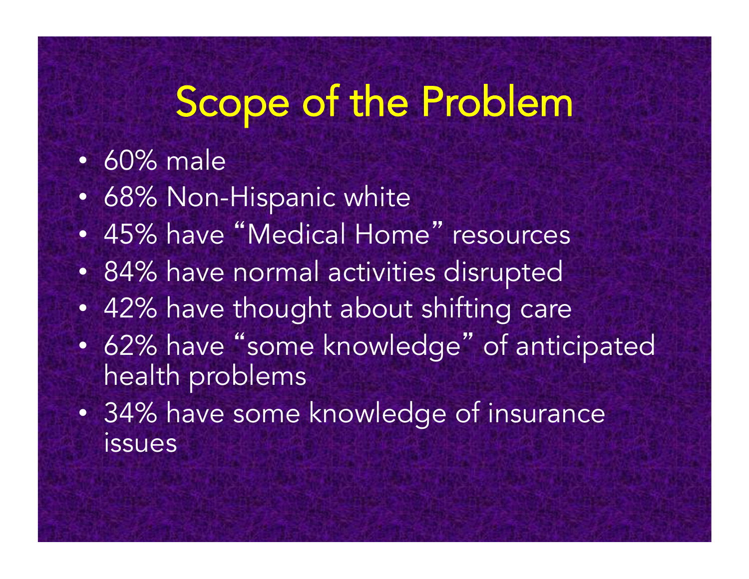# Scope of the Problem

- 60% male
- 68% Non-Hispanic white
- 45% have "Medical Home" resources
- 84% have normal activities disrupted
- 42% have thought about shifting care
- 62% have "some knowledge" of anticipated health problems
- 34% have some knowledge of insurance issues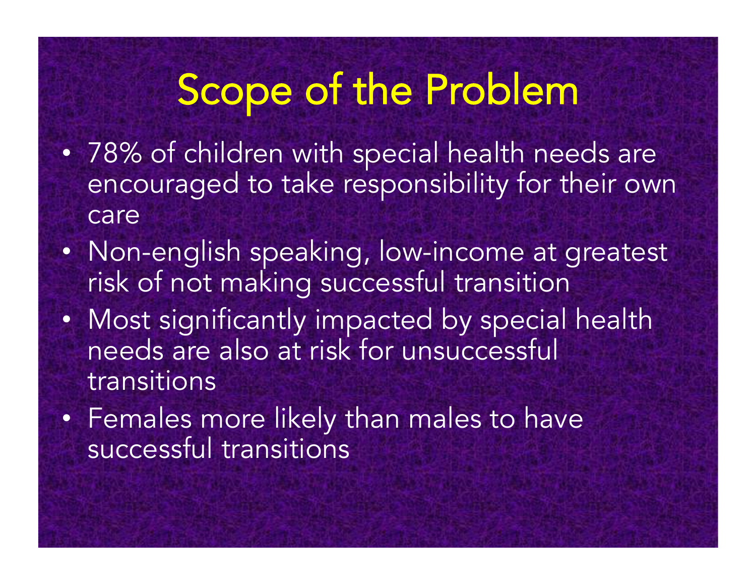# Scope of the Problem

- 78% of children with special health needs are encouraged to take responsibility for their own care
- Non-english speaking, low-income at greatest risk of not making successful transition
- Most significantly impacted by special health needs are also at risk for unsuccessful transitions
- Females more likely than males to have successful transitions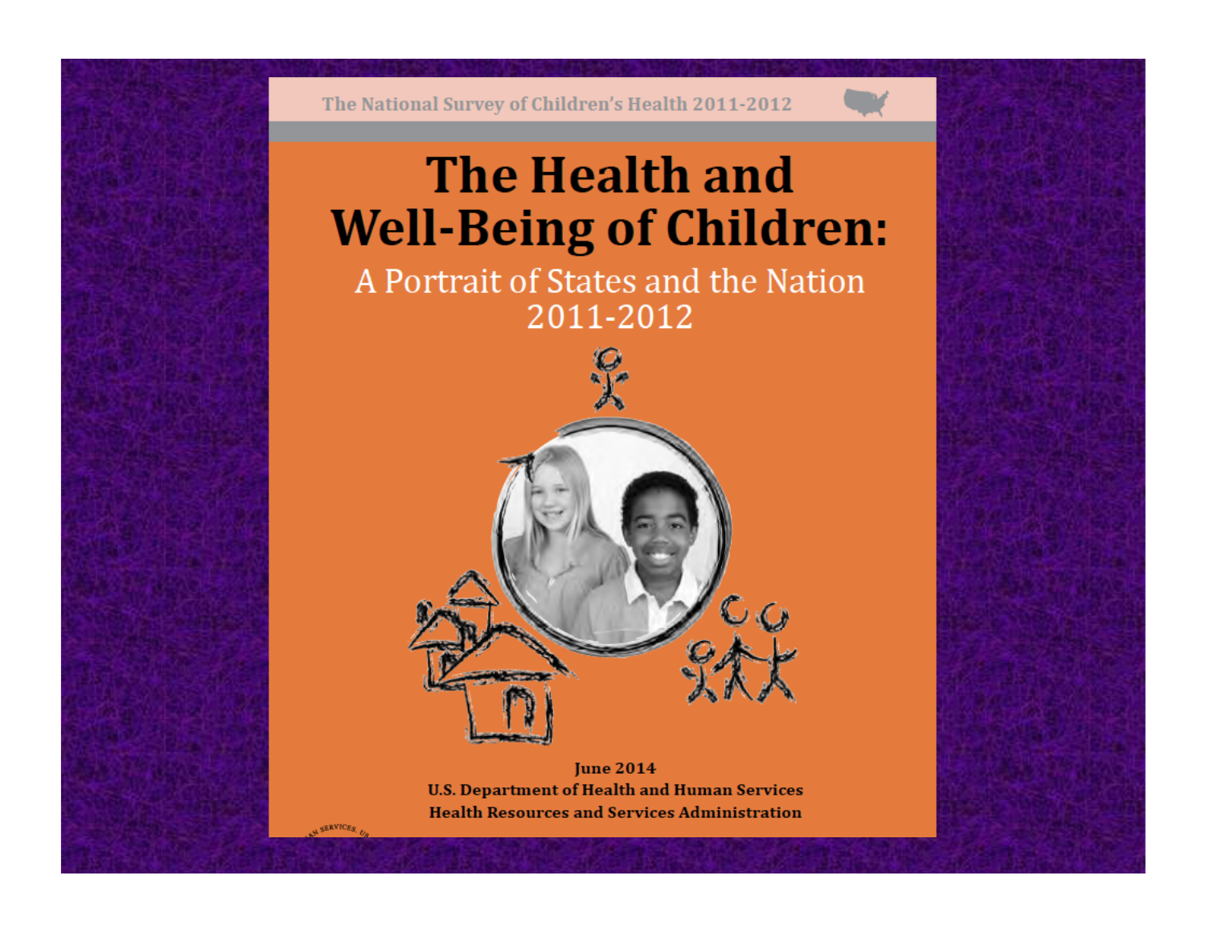The National Survey of Children's Health 2011-2012

# The Health and Well-Being of Children:

## A Portrait of States and the Nation 2011-2012

**June 2014**
**U.S. Department of Health and Human Services**
**Health Resources and Services Administration**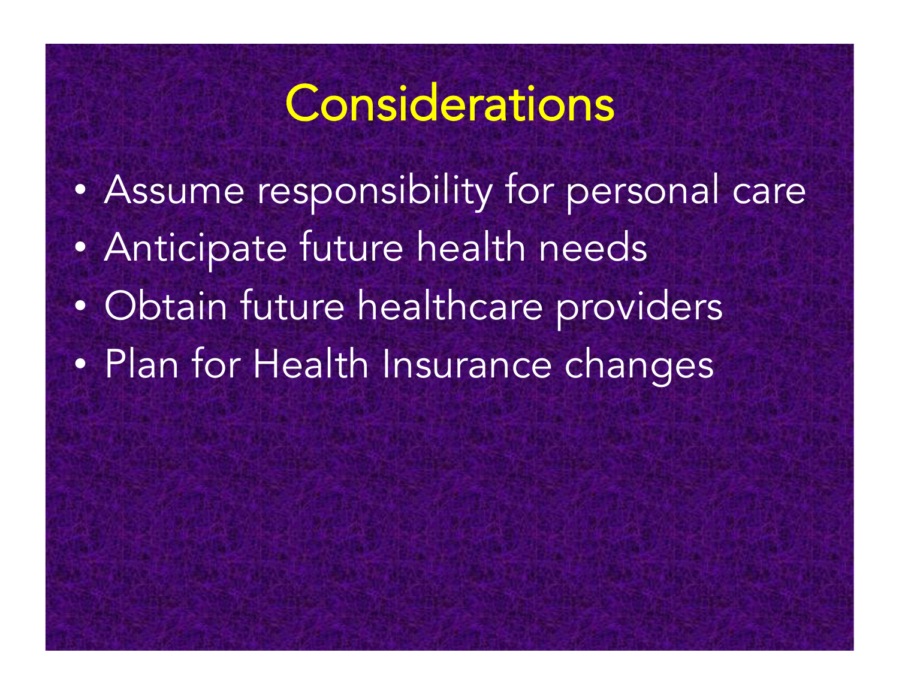# Considerations

- Assume responsibility for personal care
- Anticipate future health needs
- Obtain future healthcare providers
- Plan for Health Insurance changes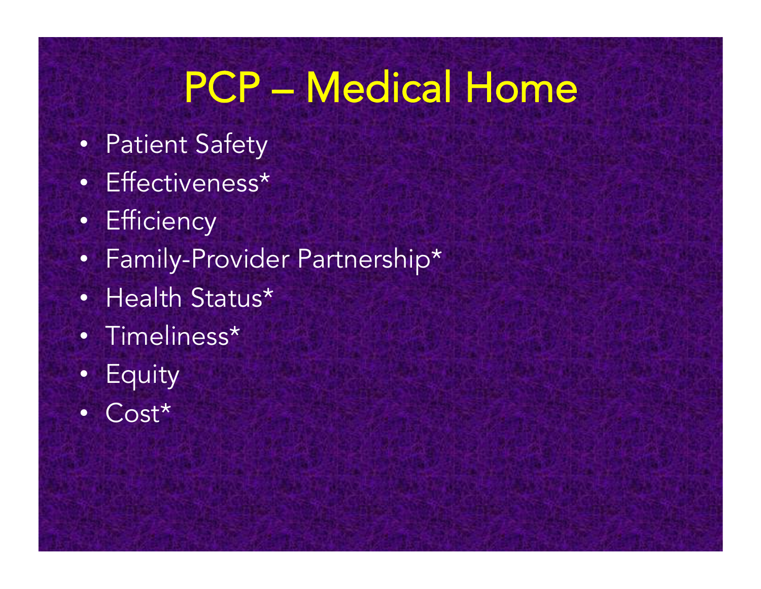# PCP – Medical Home

- Patient Safety
- Effectiveness*
- Efficiency
- Family-Provider Partnership*
- Health Status*
- Timeliness*
- Equity
- Cost*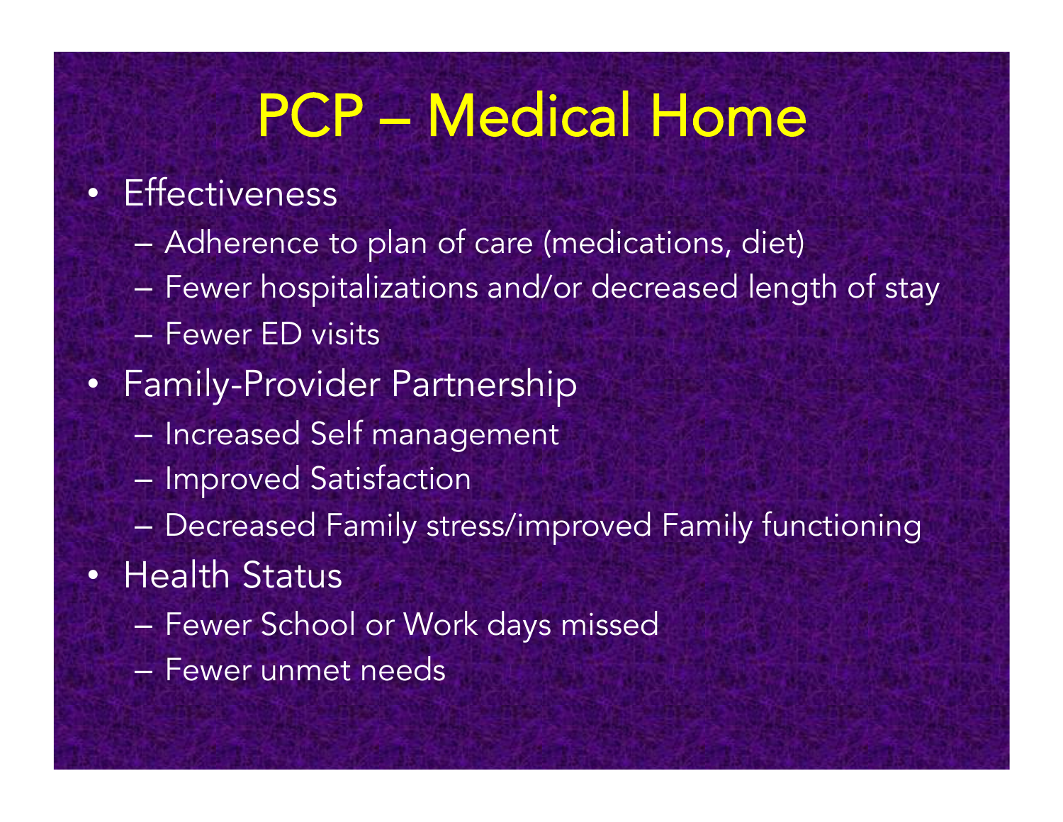# PCP – Medical Home

- Effectiveness
  - Adherence to plan of care (medications, diet)
  - Fewer hospitalizations and/or decreased length of stay
  - Fewer ED visits
- Family-Provider Partnership
  - Increased Self management
  - Improved Satisfaction
  - Decreased Family stress/improved Family functioning
- Health Status
  - Fewer School or Work days missed
  - Fewer unmet needs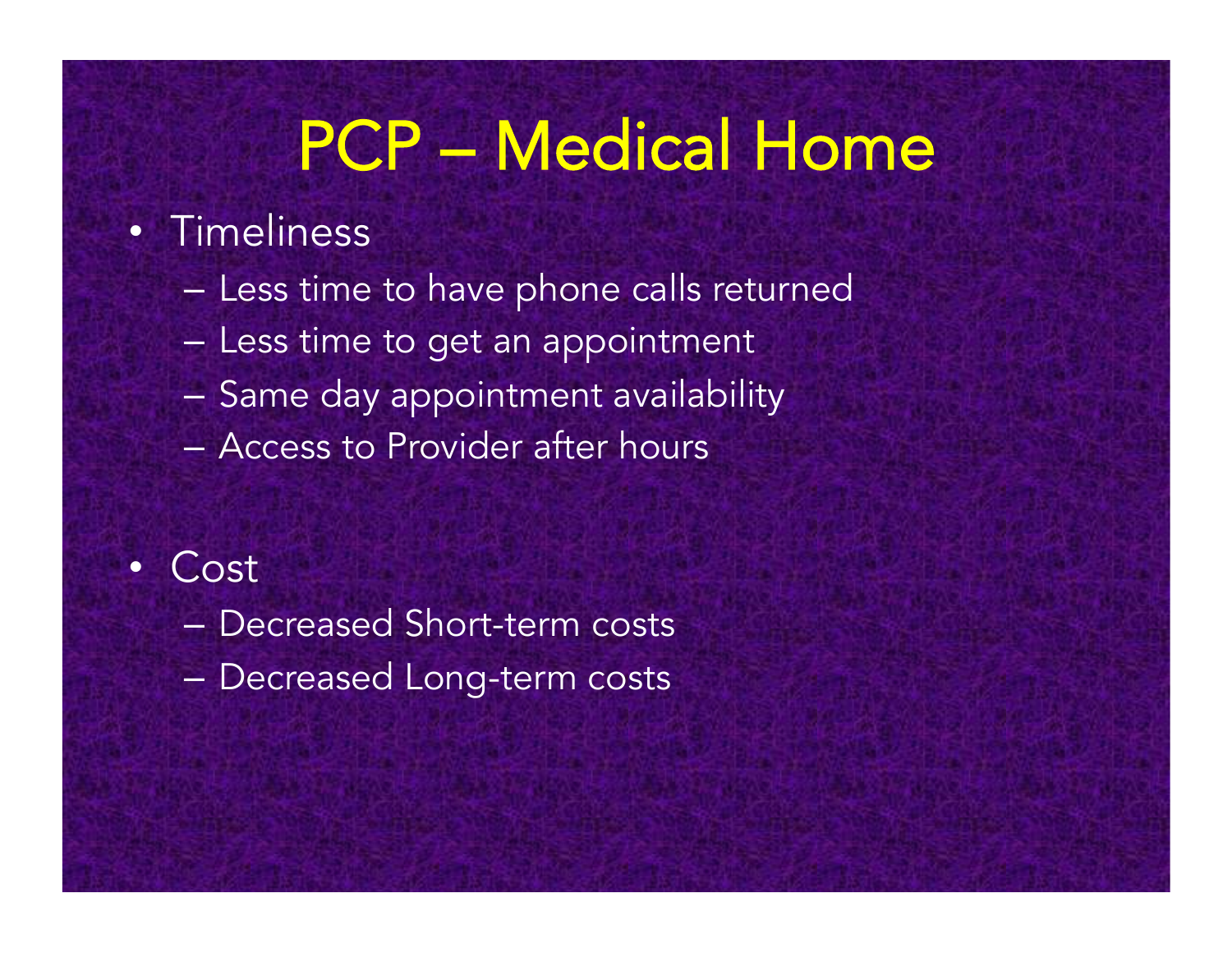# PCP – Medical Home

- Timeliness
  - Less time to have phone calls returned
  - Less time to get an appointment
  - Same day appointment availability
  - Access to Provider after hours

- Cost
  - Decreased Short-term costs
  - Decreased Long-term costs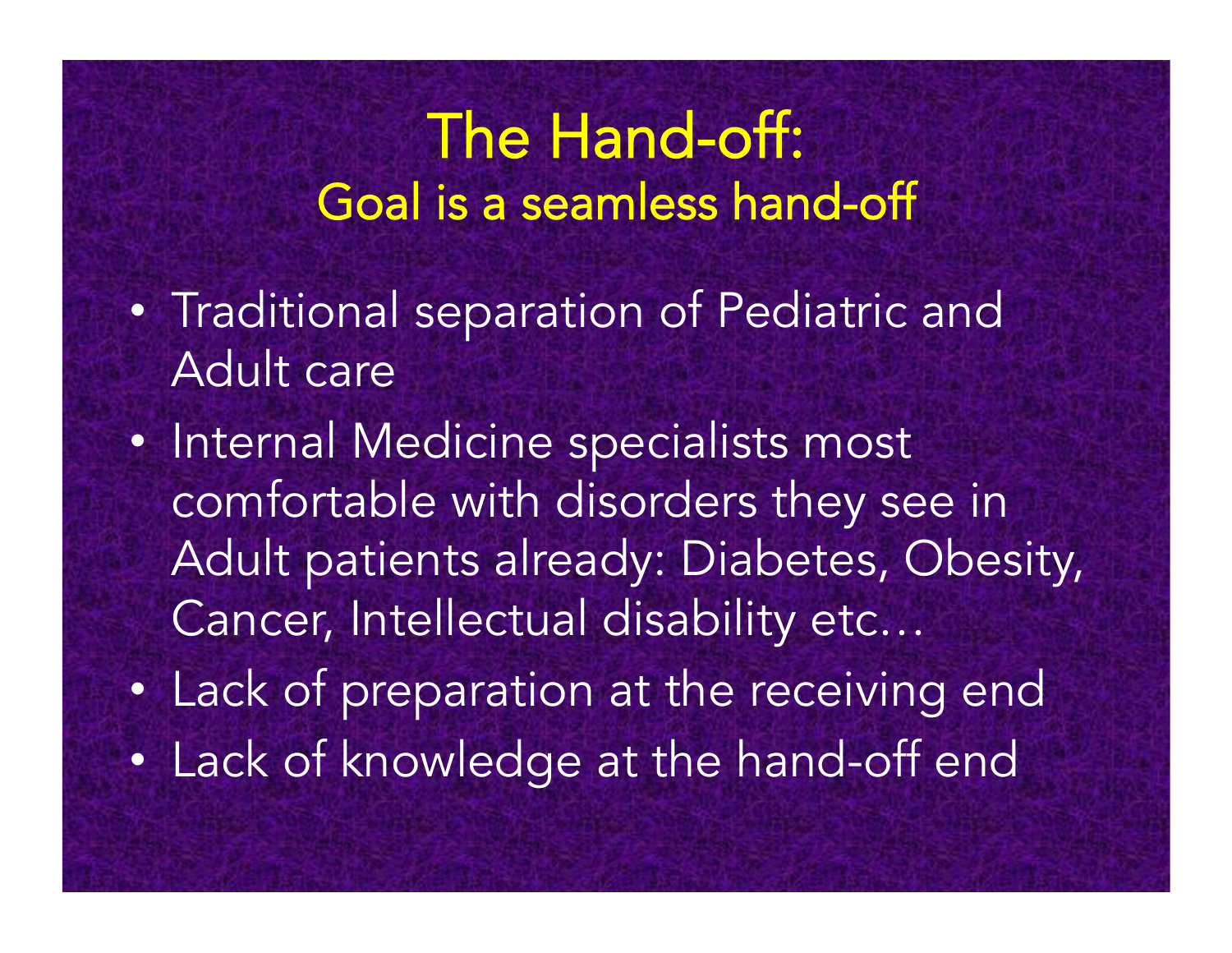# The Hand-off:

## Goal is a seamless hand-off

- Traditional separation of Pediatric and Adult care
- Internal Medicine specialists most comfortable with disorders they see in Adult patients already: Diabetes, Obesity, Cancer, Intellectual disability etc…
- Lack of preparation at the receiving end
- Lack of knowledge at the hand-off end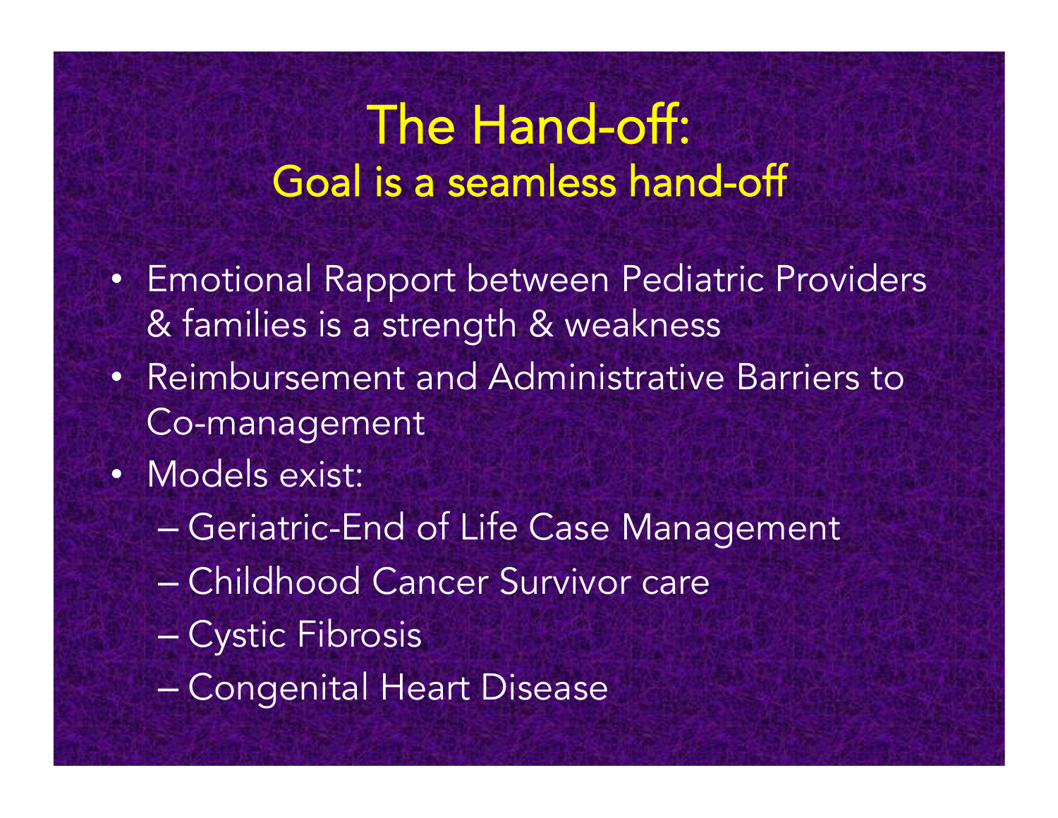# The Hand-off:
## Goal is a seamless hand-off

- Emotional Rapport between Pediatric Providers & families is a strength & weakness
- Reimbursement and Administrative Barriers to Co-management
- Models exist:
  - Geriatric-End of Life Case Management
  - Childhood Cancer Survivor care
  - Cystic Fibrosis
  - Congenital Heart Disease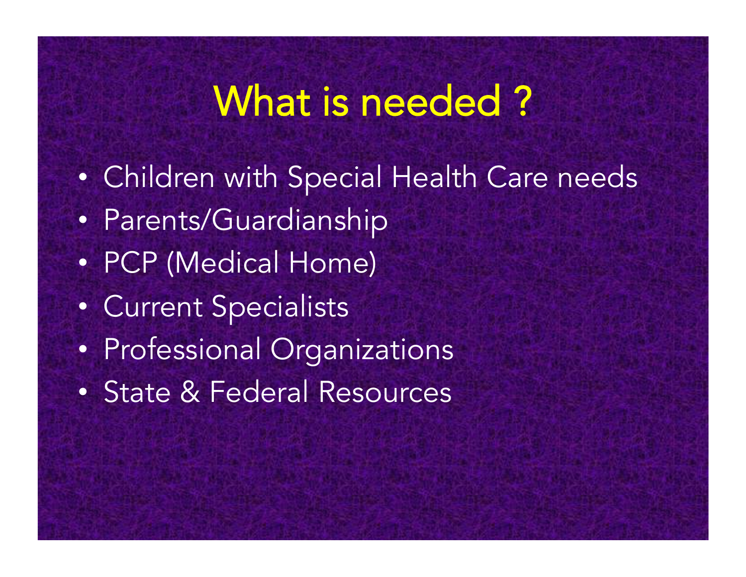# What is needed ?

- Children with Special Health Care needs
- Parents/Guardianship
- PCP (Medical Home)
- Current Specialists
- Professional Organizations
- State & Federal Resources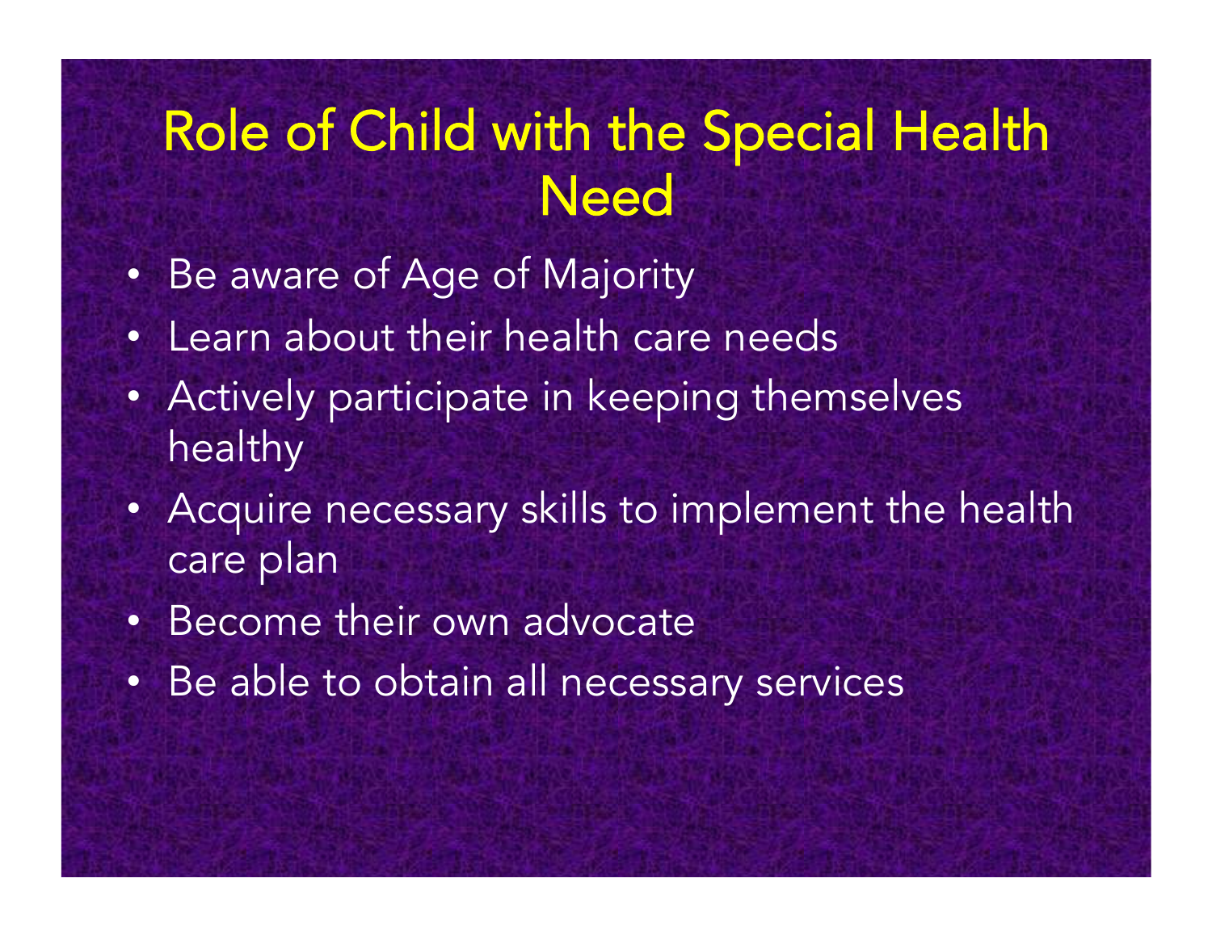# Role of Child with the Special Health Need

- Be aware of Age of Majority
- Learn about their health care needs
- Actively participate in keeping themselves healthy
- Acquire necessary skills to implement the health care plan
- Become their own advocate
- Be able to obtain all necessary services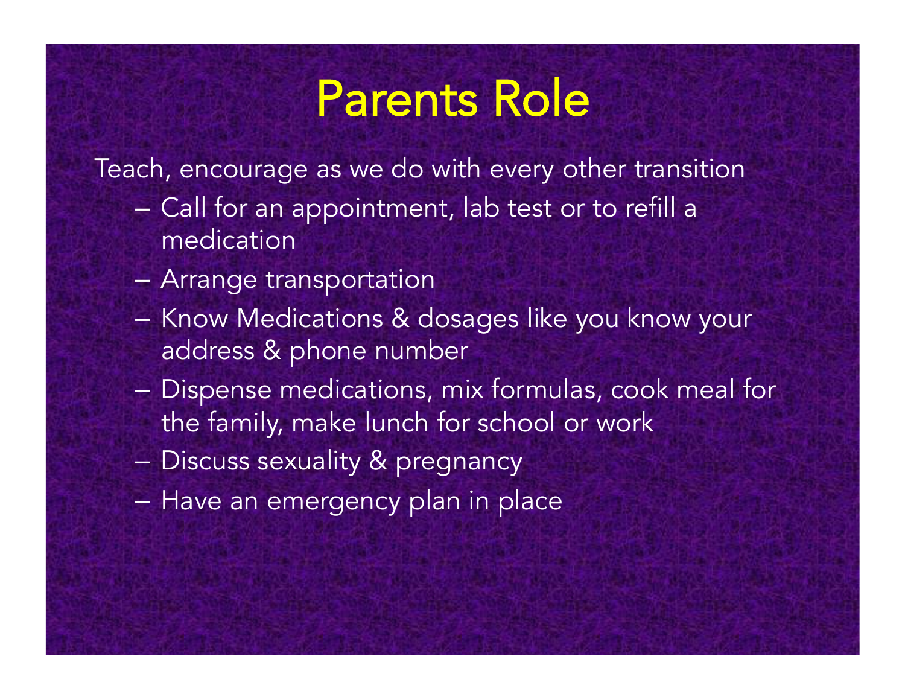# Parents Role

Teach, encourage as we do with every other transition

- Call for an appointment, lab test or to refill a medication
- Arrange transportation
- Know Medications & dosages like you know your address & phone number
- Dispense medications, mix formulas, cook meal for the family, make lunch for school or work
- Discuss sexuality & pregnancy
- Have an emergency plan in place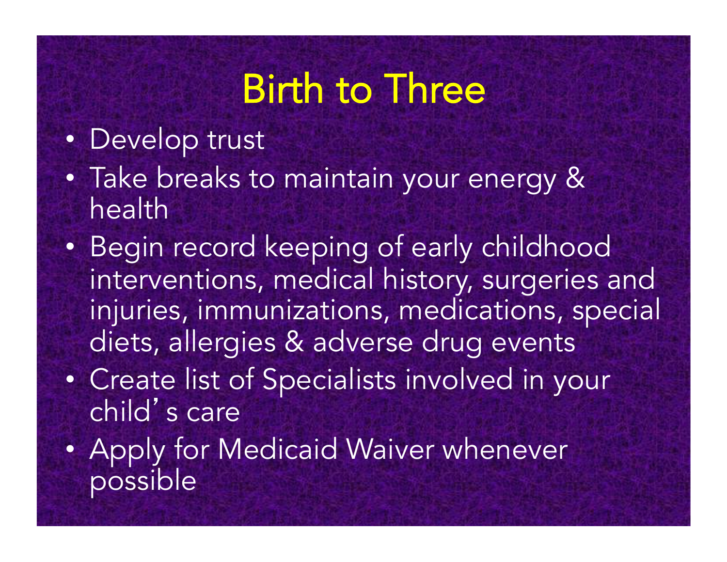# Birth to Three

- Develop trust
- Take breaks to maintain your energy & health
- Begin record keeping of early childhood interventions, medical history, surgeries and injuries, immunizations, medications, special diets, allergies & adverse drug events
- Create list of Specialists involved in your child's care
- Apply for Medicaid Waiver whenever possible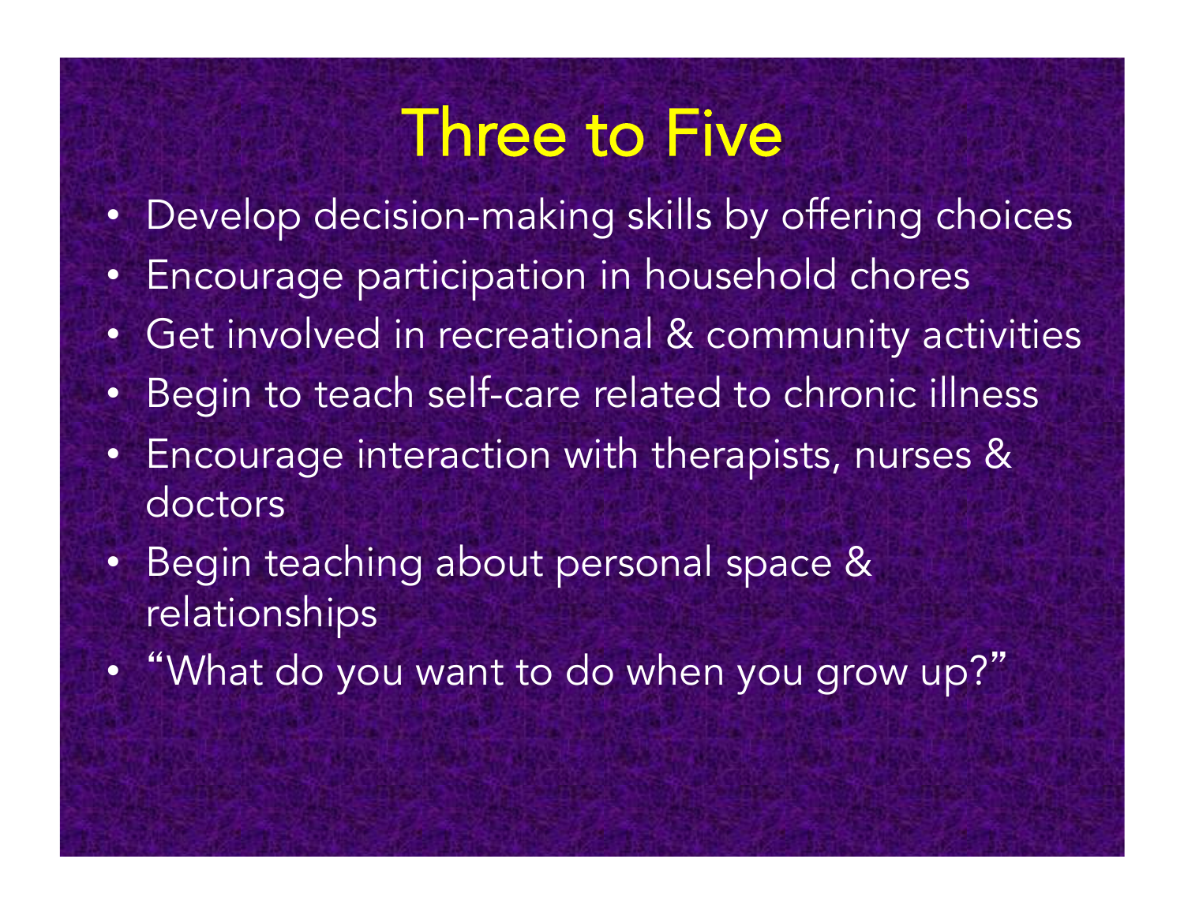# Three to Five

- Develop decision-making skills by offering choices
- Encourage participation in household chores
- Get involved in recreational & community activities
- Begin to teach self-care related to chronic illness
- Encourage interaction with therapists, nurses & doctors
- Begin teaching about personal space & relationships
- "What do you want to do when you grow up?"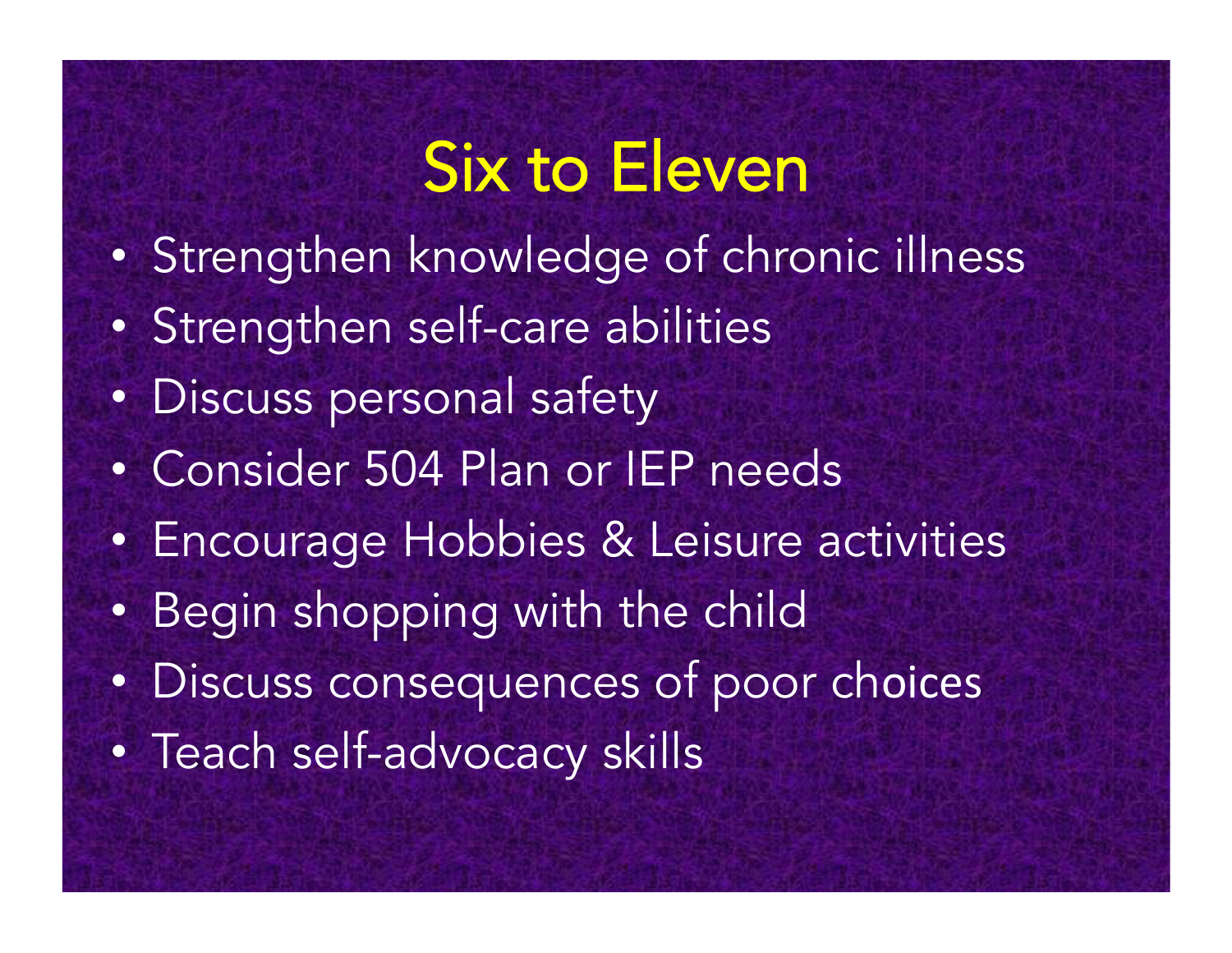# Six to Eleven

- Strengthen knowledge of chronic illness
- Strengthen self-care abilities
- Discuss personal safety
- Consider 504 Plan or IEP needs
- Encourage Hobbies & Leisure activities
- Begin shopping with the child
- Discuss consequences of poor choices
- Teach self-advocacy skills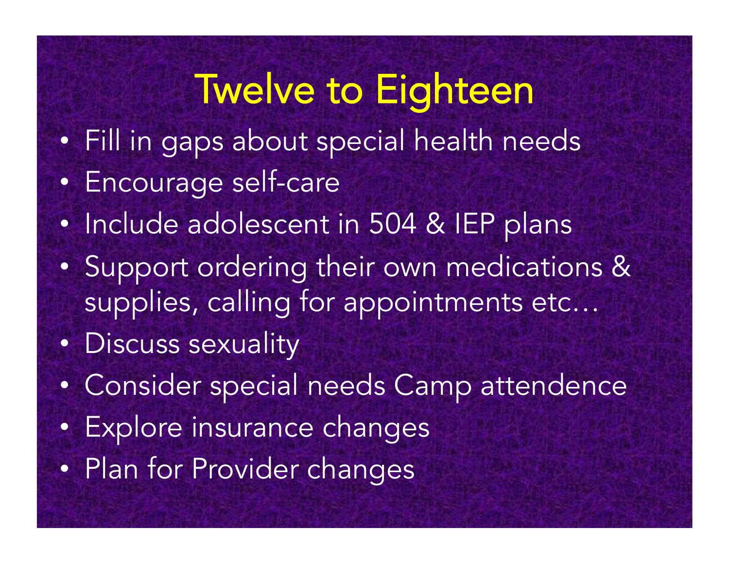# Twelve to Eighteen

- Fill in gaps about special health needs
- Encourage self-care
- Include adolescent in 504 & IEP plans
- Support ordering their own medications & supplies, calling for appointments etc…
- Discuss sexuality
- Consider special needs Camp attendence
- Explore insurance changes
- Plan for Provider changes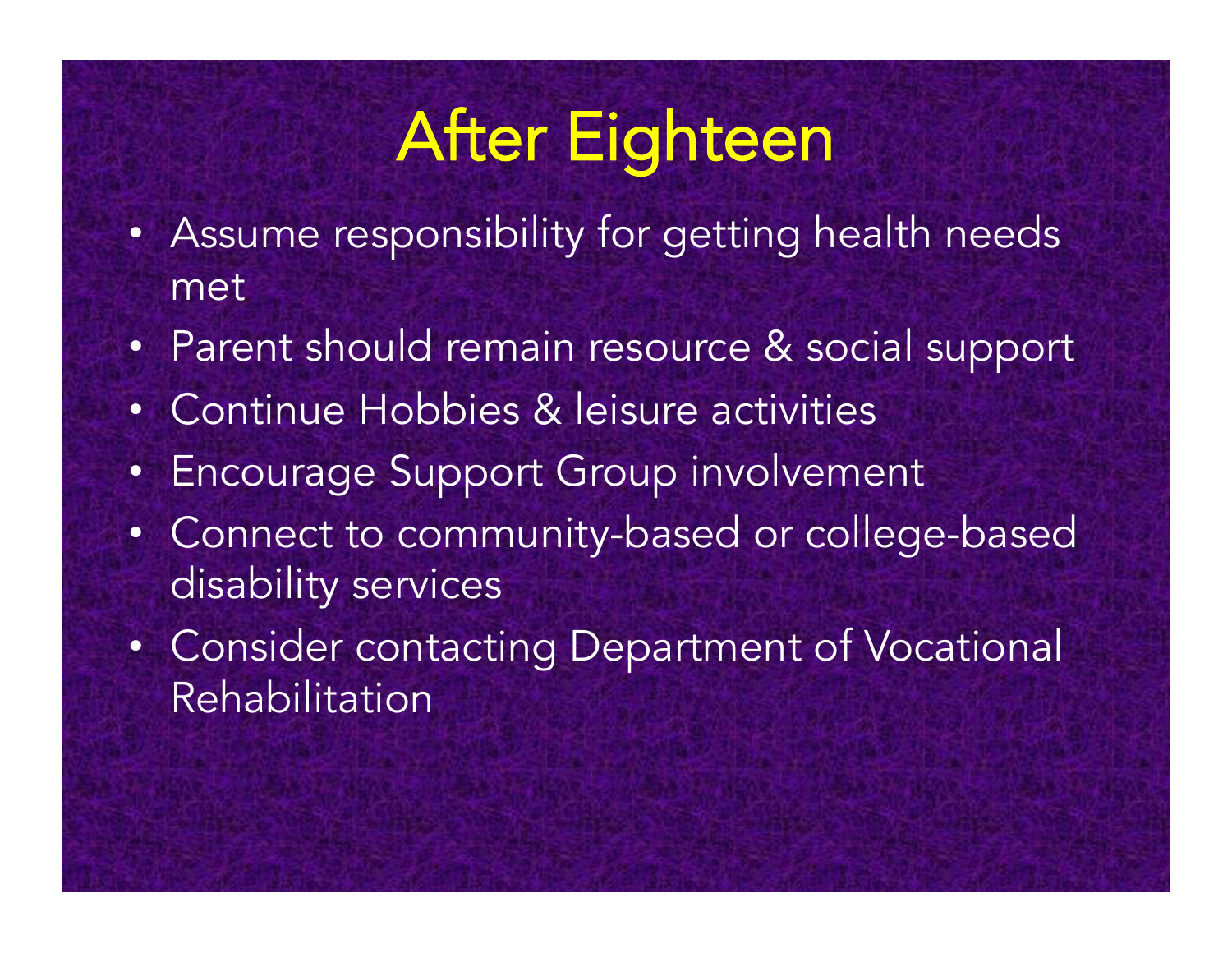# After Eighteen

- Assume responsibility for getting health needs met
- Parent should remain resource & social support
- Continue Hobbies & leisure activities
- Encourage Support Group involvement
- Connect to community-based or college-based disability services
- Consider contacting Department of Vocational Rehabilitation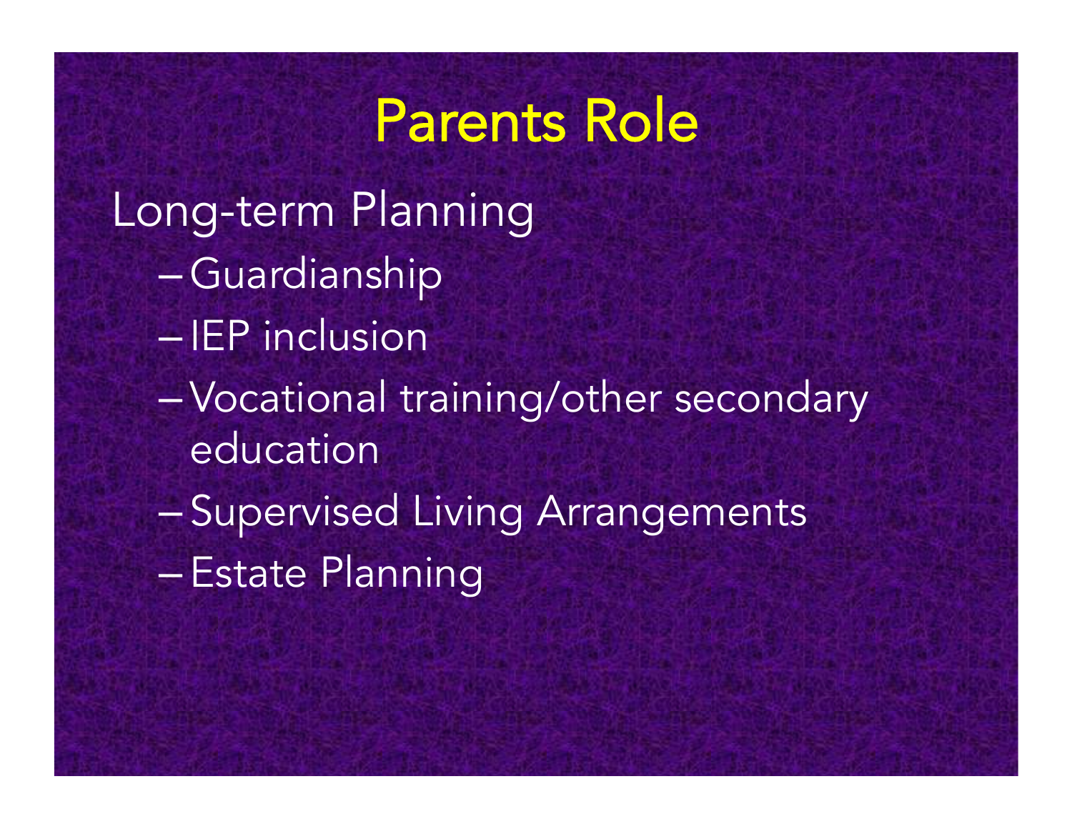# Parents Role

Long-term Planning

- Guardianship
- IEP inclusion
- Vocational training/other secondary education
- Supervised Living Arrangements
- Estate Planning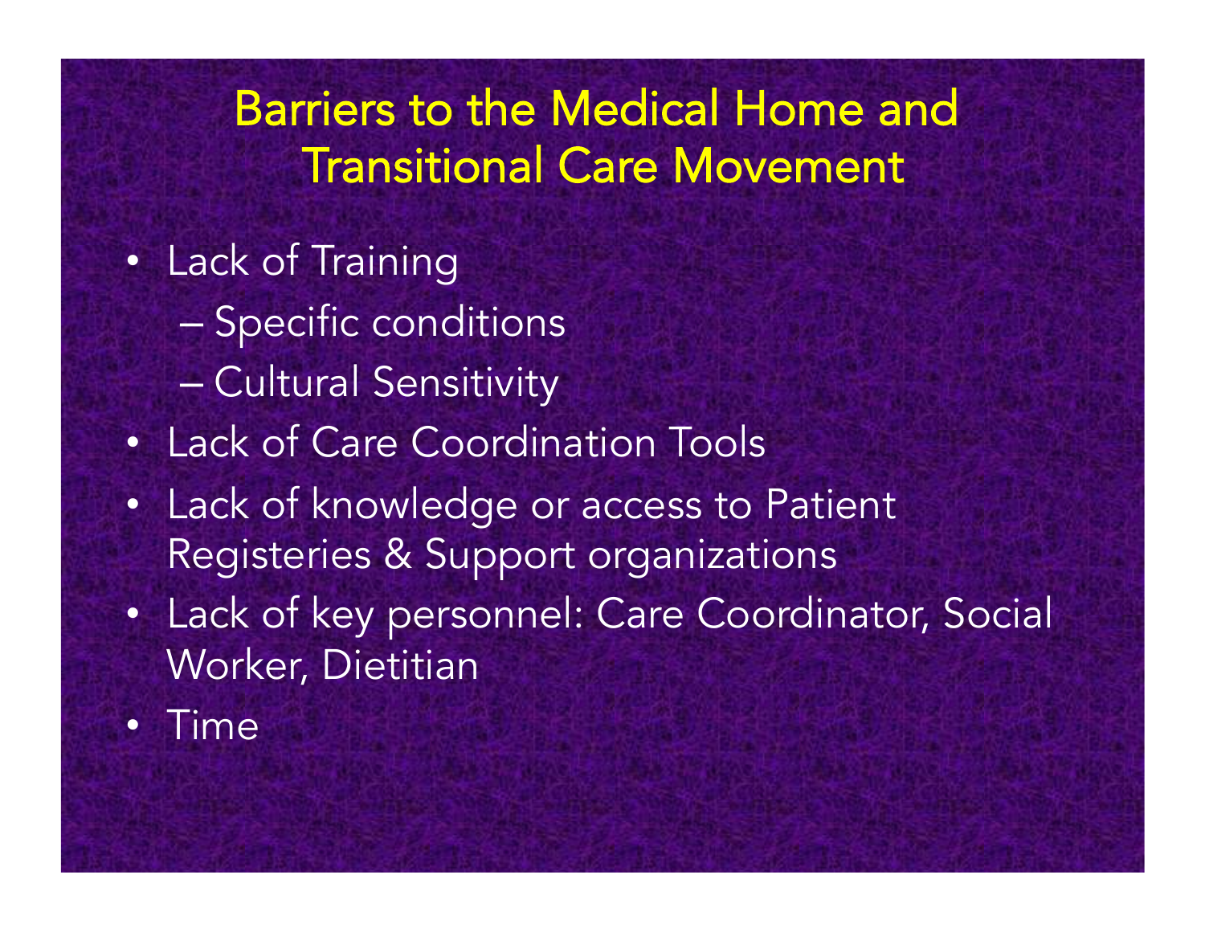# Barriers to the Medical Home and Transitional Care Movement

- Lack of Training
  - Specific conditions
  - Cultural Sensitivity
- Lack of Care Coordination Tools
- Lack of knowledge or access to Patient Registeries & Support organizations
- Lack of key personnel: Care Coordinator, Social Worker, Dietitian
- Time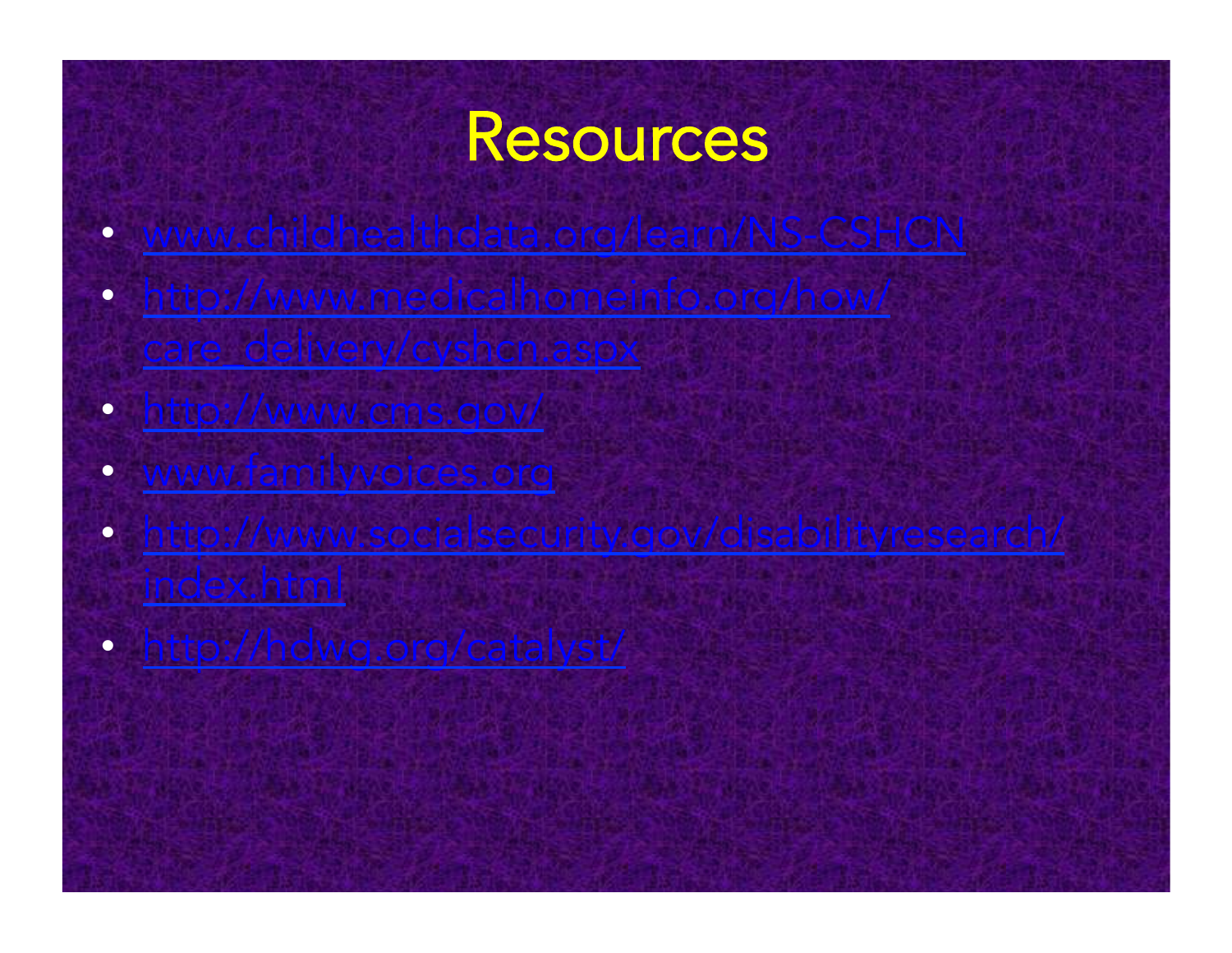# Resources

- www.childhealthdata.org/learn/NS-CSHCN
- http://www.medicalhomeinfo.org/how/care_delivery/cyshcn.aspx
- http://www.cms.gov/
- www.familyvoices.org
- http://www.socialsecurity.gov/disabilityresearch/index.html
- http://hdwg.org/catalyst/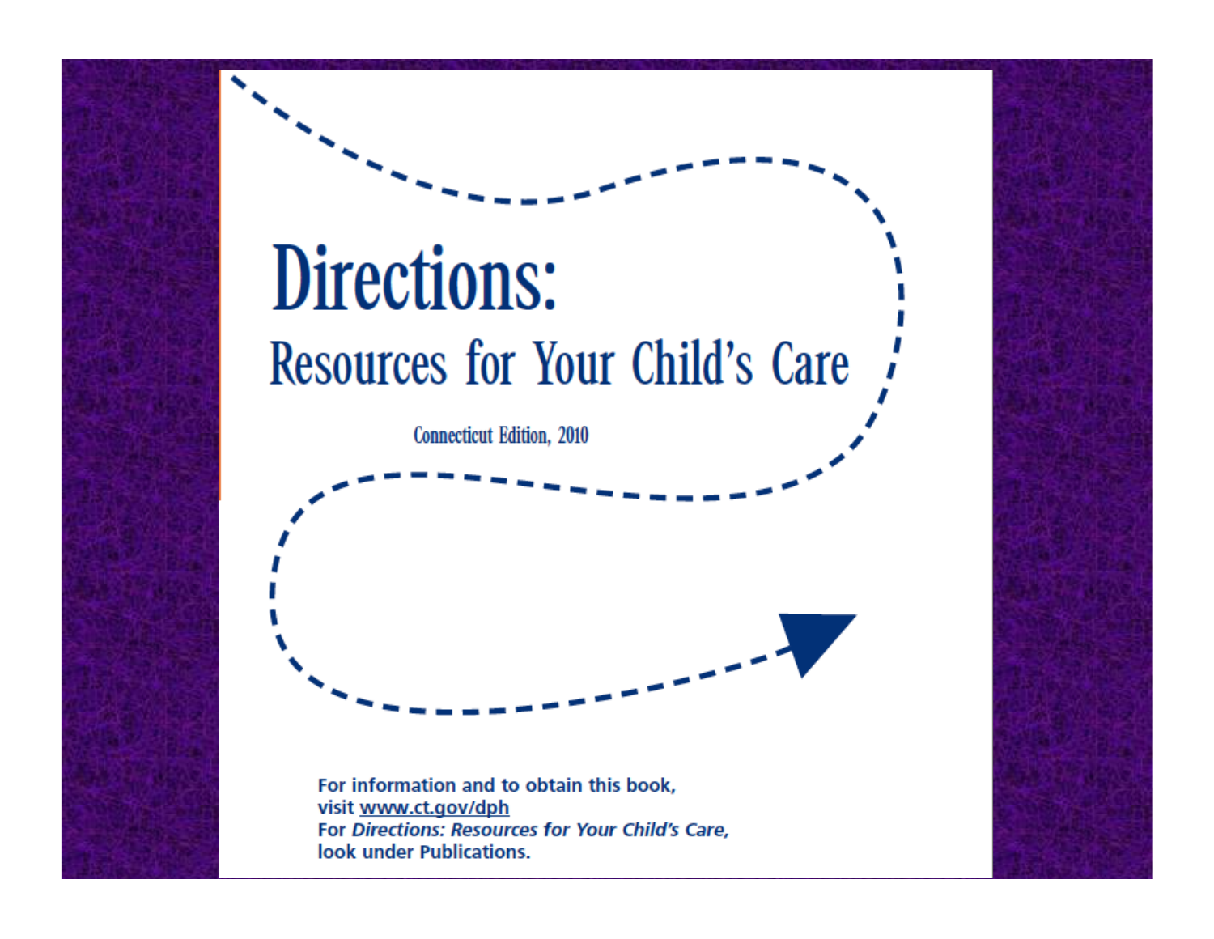# Directions:

## Resources for Your Child's Care

Connecticut Edition, 2010

**For information and to obtain this book, visit www.ct.gov/dph**
**For *Directions: Resources for Your Child's Care*, look under Publications.**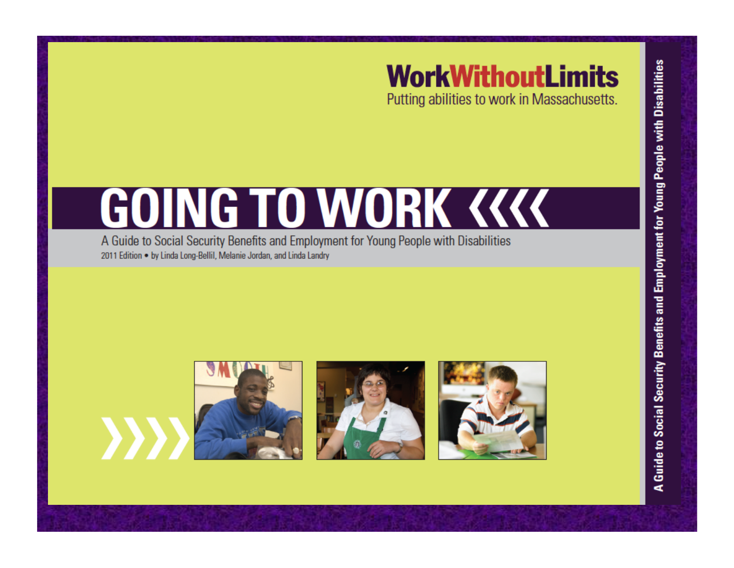**WorkWithoutLimits**
Putting abilities to work in Massachusetts.

# GOING TO WORK

A Guide to Social Security Benefits and Employment for Young People with Disabilities

2011 Edition • by Linda Long-Bellil, Melanie Jordan, and Linda Landry

A Guide to Social Security Benefits and Employment for Young People with Disabilities